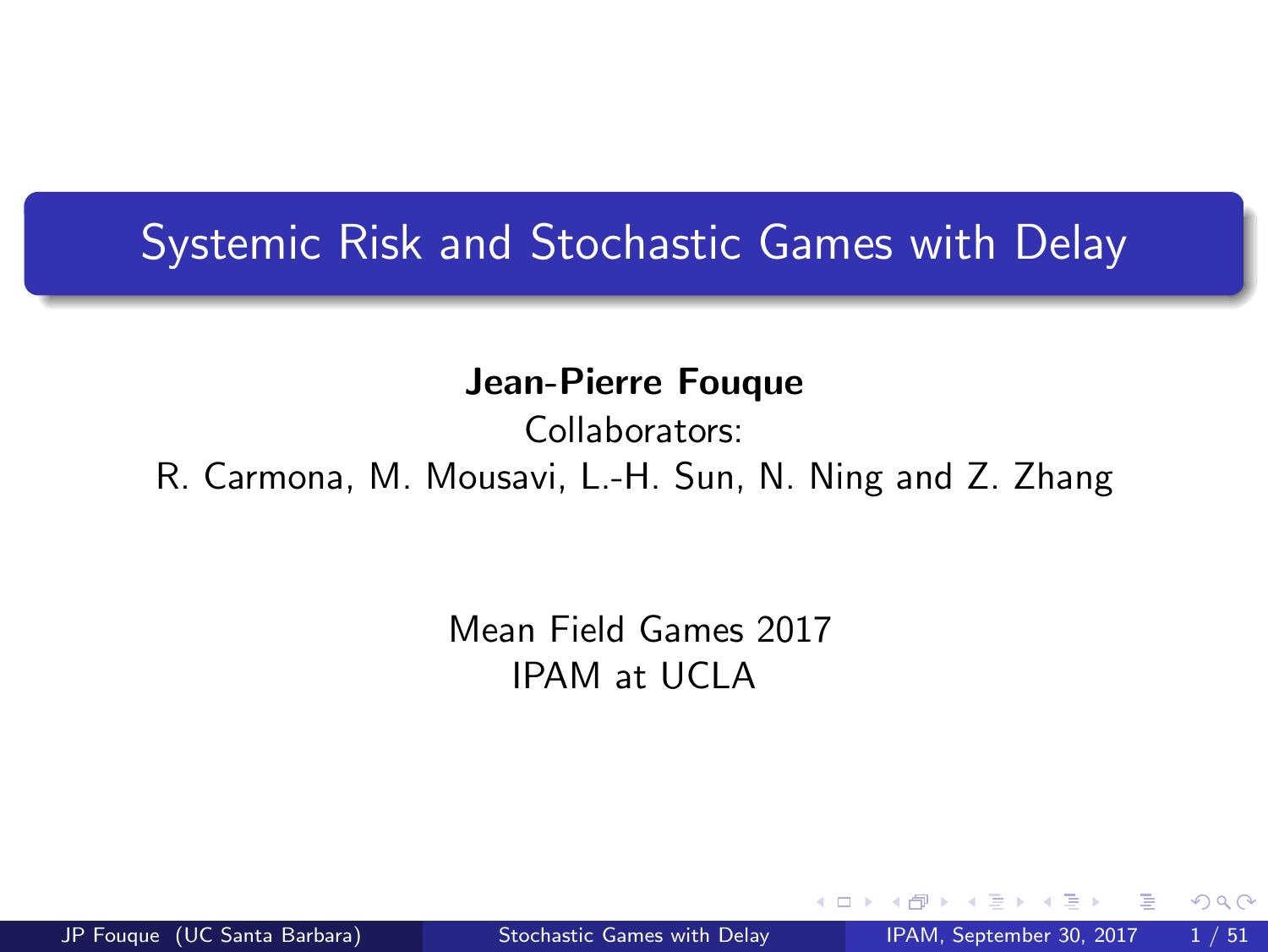# Systemic Risk and Stochastic Games with Delay

**Jean-Pierre Fouque**

Collaborators:

R. Carmona, M. Mousavi, L.-H. Sun, N. Ning and Z. Zhang

Mean Field Games 2017

IPAM at UCLA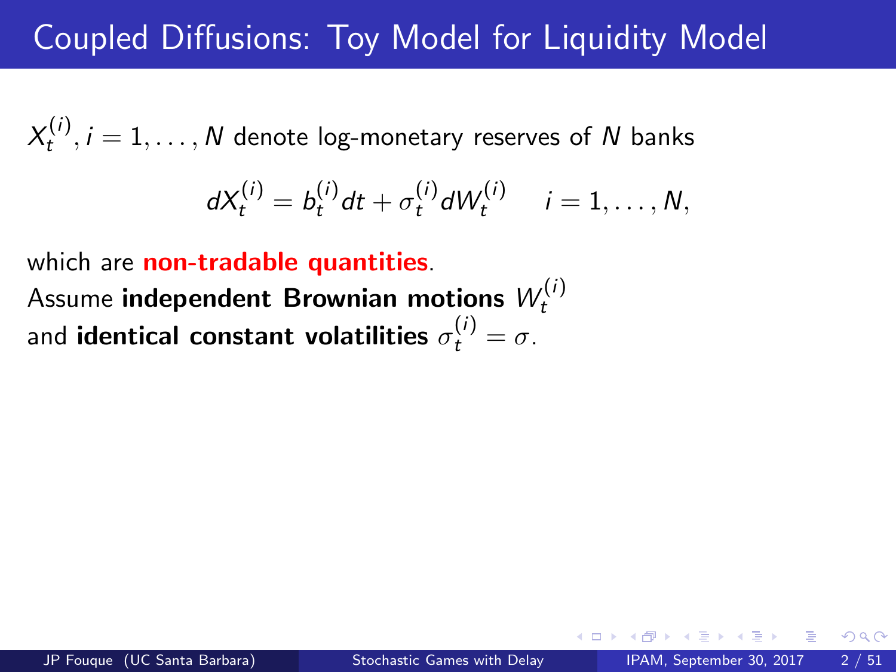# Coupled Diffusions: Toy Model for Liquidity Model

$X_t^{(i)}, i = 1, \ldots, N$ denote log-monetary reserves of $N$ banks

$$dX_t^{(i)} = b_t^{(i)} dt + \sigma_t^{(i)} dW_t^{(i)} \quad i = 1, \ldots, N,$$

which are **non-tradable quantities**.

Assume **independent Brownian motions** $W_t^{(i)}$
and **identical constant volatilities** $\sigma_t^{(i)} = \sigma$.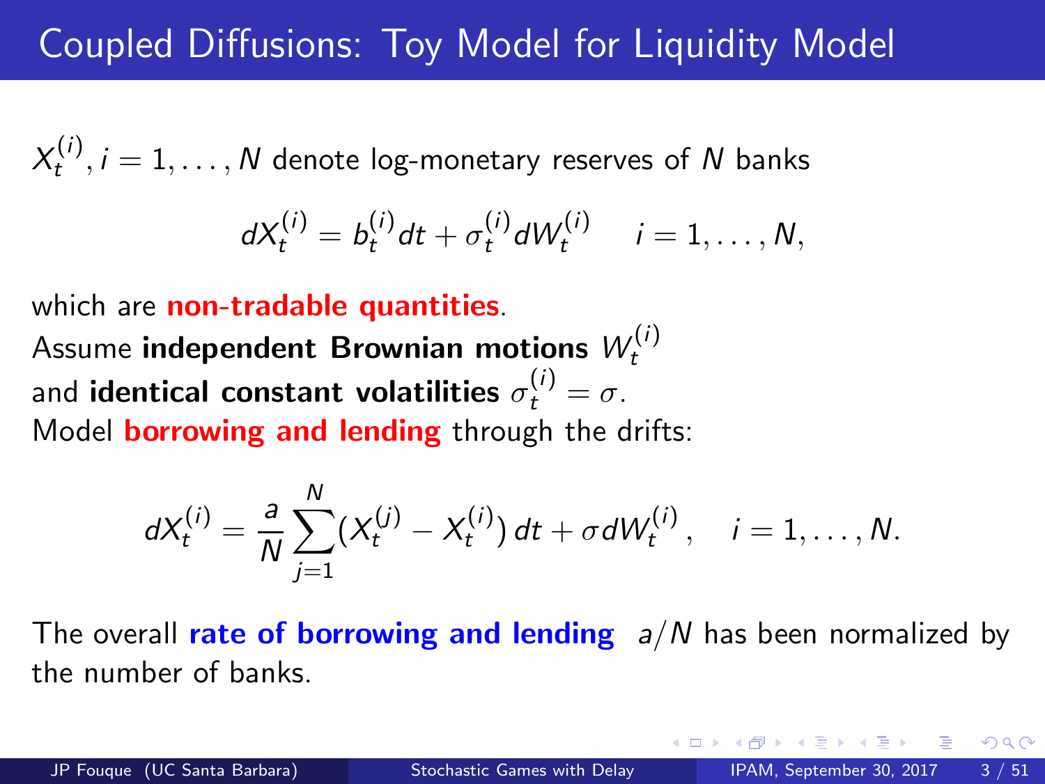# Coupled Diffusions: Toy Model for Liquidity Model

$X_t^{(i)}, i = 1, \ldots, N$ denote log-monetary reserves of $N$ banks

$$dX_t^{(i)} = b_t^{(i)} dt + \sigma_t^{(i)} dW_t^{(i)} \quad i = 1, \ldots, N,$$

which are **non-tradable quantities**.
Assume **independent Brownian motions** $W_t^{(i)}$
and **identical constant volatilities** $\sigma_t^{(i)} = \sigma$.
Model **borrowing and lending** through the drifts:

$$dX_t^{(i)} = \frac{a}{N} \sum_{j=1}^{N} (X_t^{(j)} - X_t^{(i)})\, dt + \sigma dW_t^{(i)}, \quad i = 1, \ldots, N.$$

The overall **rate of borrowing and lending** $a/N$ has been normalized by the number of banks.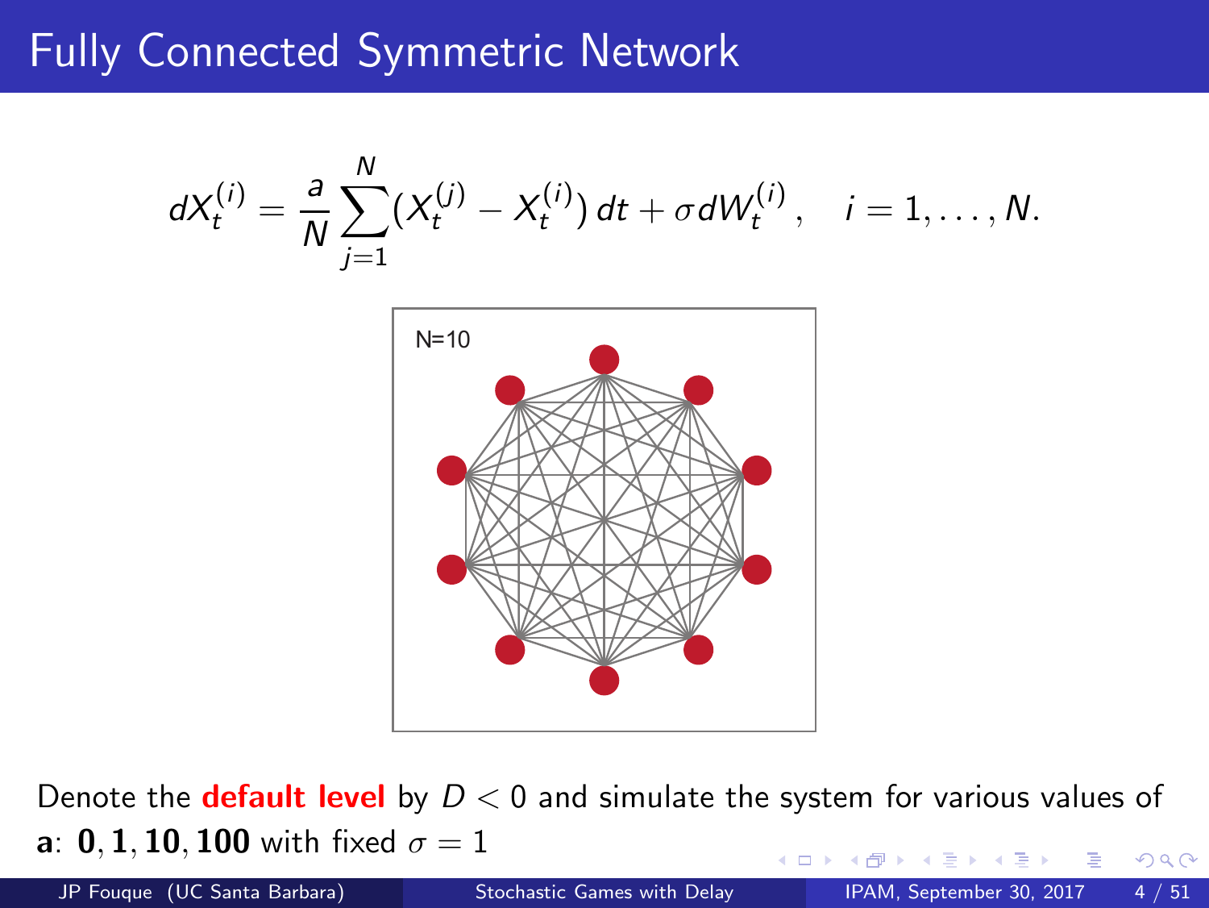# Fully Connected Symmetric Network

$$dX_t^{(i)} = \frac{a}{N} \sum_{j=1}^{N} (X_t^{(j)} - X_t^{(i)})\, dt + \sigma dW_t^{(i)}, \quad i = 1, \ldots, N.$$

Denote the **default level** by $D < 0$ and simulate the system for various values of **a**: $\mathbf{0}, \mathbf{1}, \mathbf{10}, \mathbf{100}$ with fixed $\sigma = 1$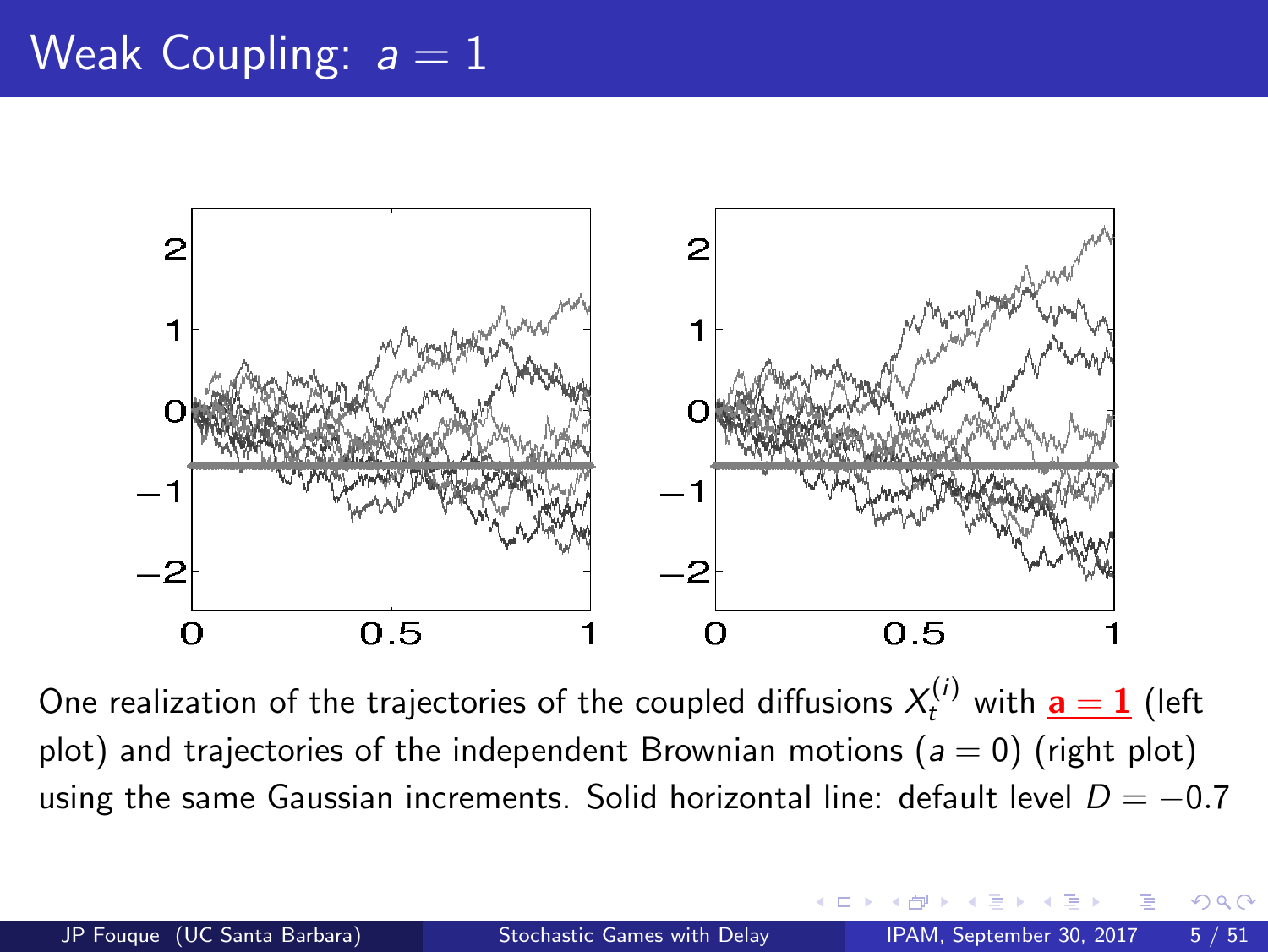# Weak Coupling: $a = 1$

One realization of the trajectories of the coupled diffusions $X_t^{(i)}$ with **$\mathbf{a = 1}$** (left plot) and trajectories of the independent Brownian motions ($a = 0$) (right plot) using the same Gaussian increments. Solid horizontal line: default level $D = -0.7$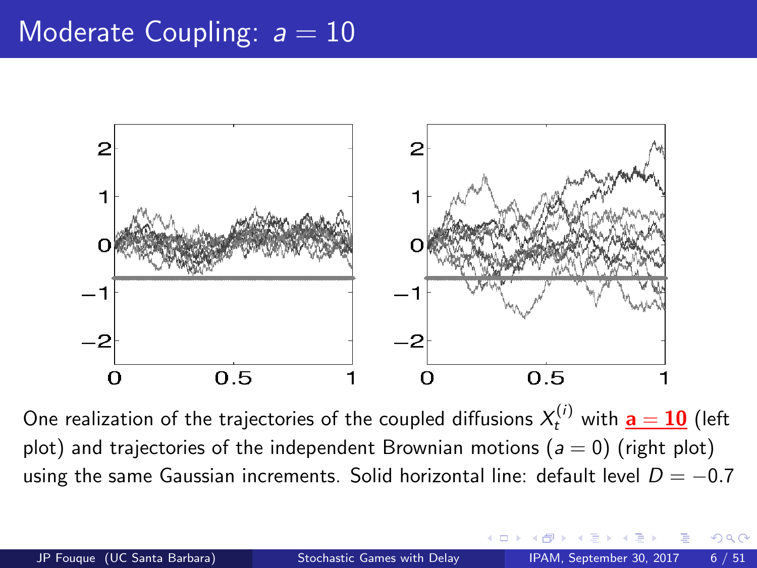# Moderate Coupling: $a = 10$

One realization of the trajectories of the coupled diffusions $X_t^{(i)}$ with **$\mathbf{a = 10}$** (left plot) and trajectories of the independent Brownian motions ($a = 0$) (right plot) using the same Gaussian increments. Solid horizontal line: default level $D = -0.7$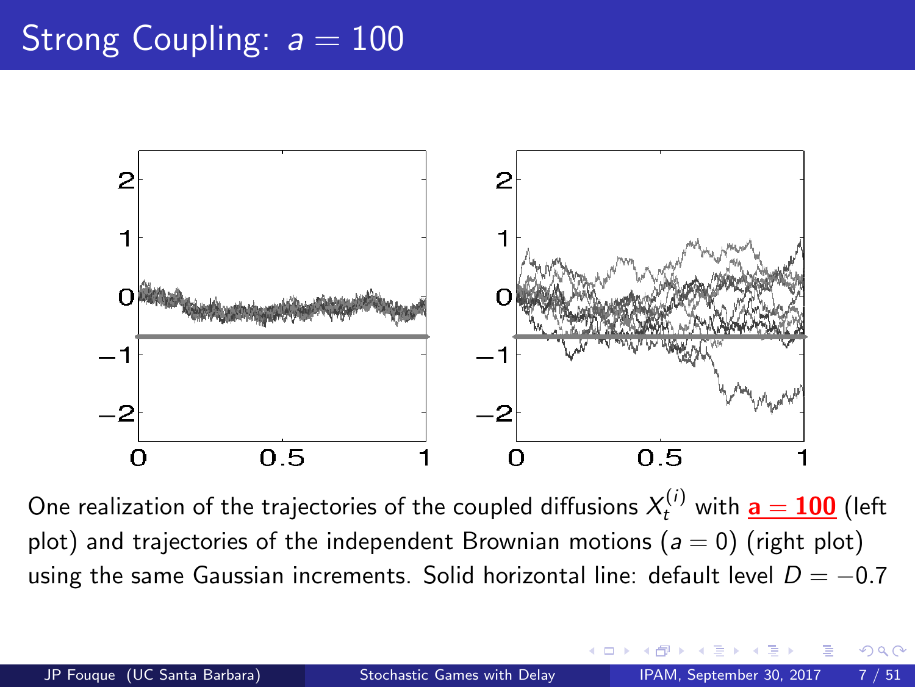# Strong Coupling: $a = 100$

One realization of the trajectories of the coupled diffusions $X_t^{(i)}$ with **$a = 100$** (left plot) and trajectories of the independent Brownian motions ($a = 0$) (right plot) using the same Gaussian increments. Solid horizontal line: default level $D = -0.7$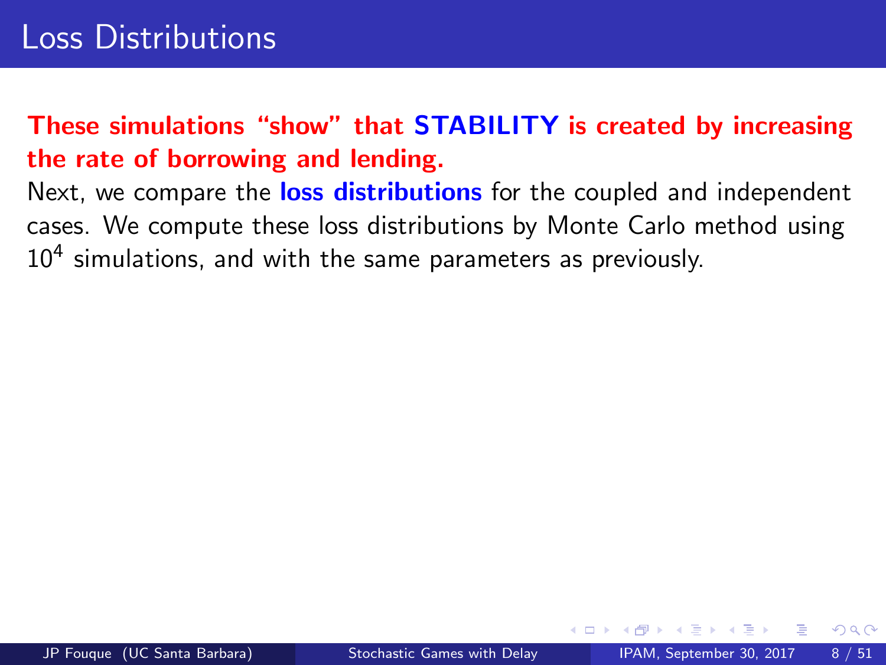# Loss Distributions

**These simulations “show” that STABILITY is created by increasing the rate of borrowing and lending.**

Next, we compare the **loss distributions** for the coupled and independent cases. We compute these loss distributions by Monte Carlo method using $10^4$ simulations, and with the same parameters as previously.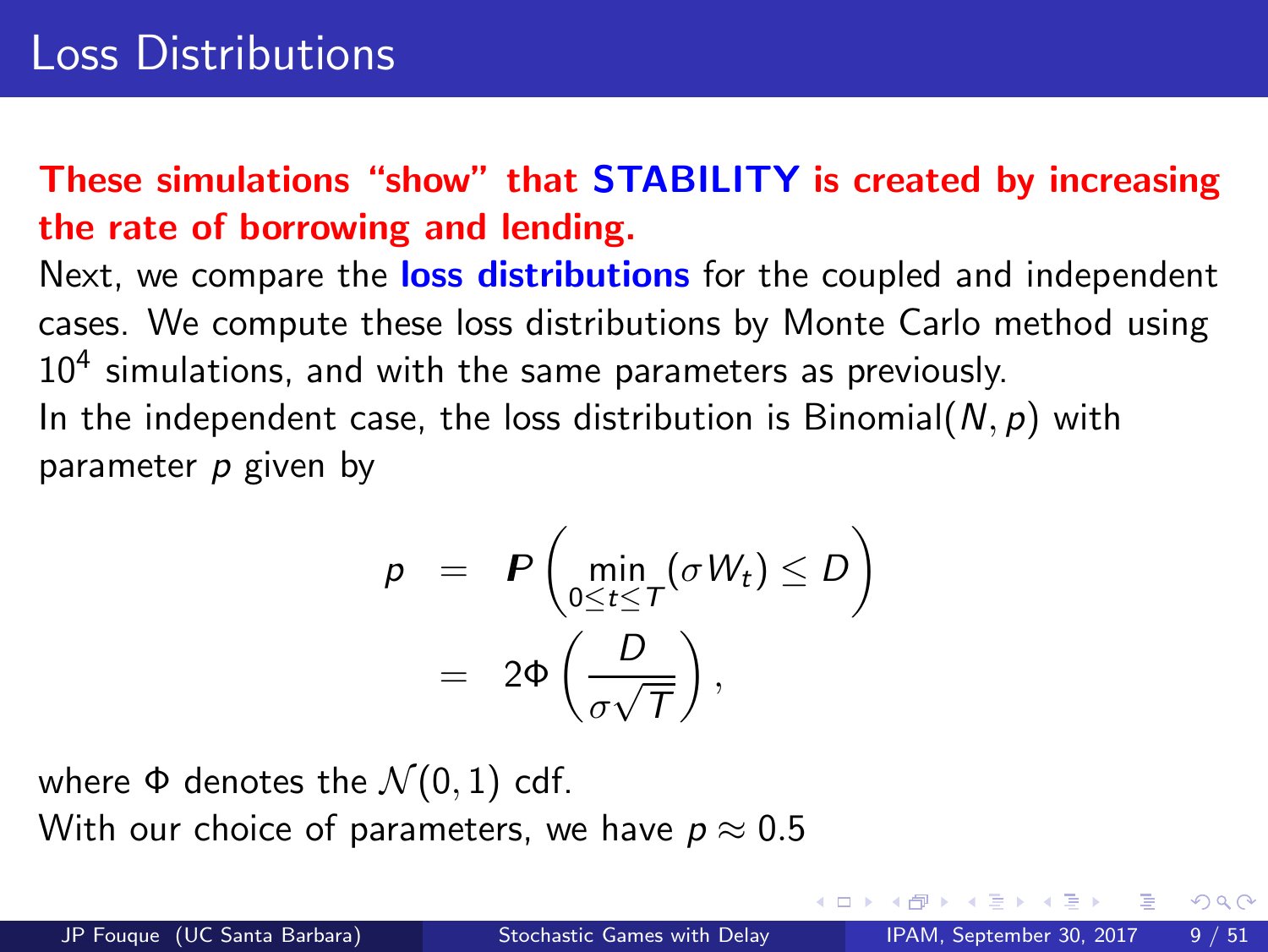# Loss Distributions

**These simulations "show" that STABILITY is created by increasing the rate of borrowing and lending.**

Next, we compare the **loss distributions** for the coupled and independent cases. We compute these loss distributions by Monte Carlo method using $10^4$ simulations, and with the same parameters as previously.

In the independent case, the loss distribution is Binomial$(N, p)$ with parameter $p$ given by

$$
\begin{aligned}
p &= \boldsymbol{P}\left(\min_{0 \le t \le T} (\sigma W_t) \le D\right) \\
&= 2\Phi\left(\frac{D}{\sigma\sqrt{T}}\right),
\end{aligned}
$$

where $\Phi$ denotes the $\mathcal{N}(0, 1)$ cdf.

With our choice of parameters, we have $p \approx 0.5$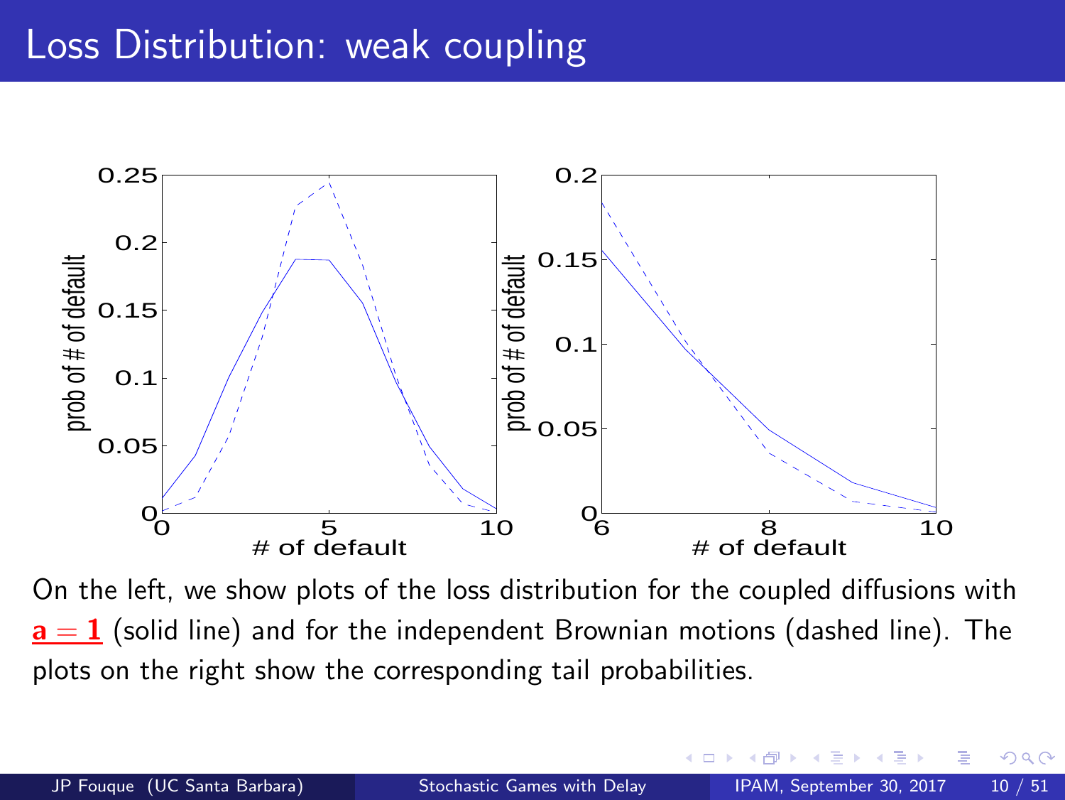# Loss Distribution: weak coupling

On the left, we show plots of the loss distribution for the coupled diffusions with $\mathbf{a = 1}$ (solid line) and for the independent Brownian motions (dashed line). The plots on the right show the corresponding tail probabilities.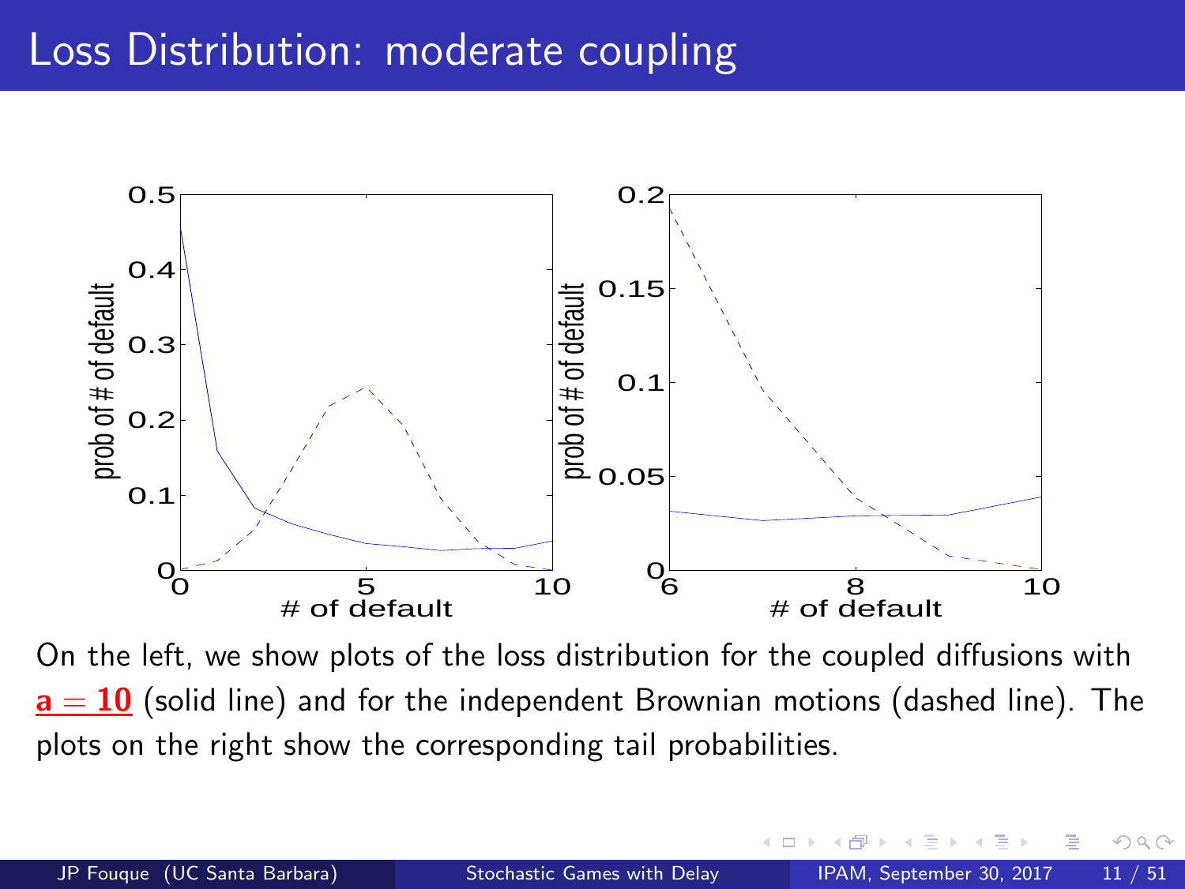# Loss Distribution: moderate coupling

On the left, we show plots of the loss distribution for the coupled diffusions with $\mathbf{a = 10}$ (solid line) and for the independent Brownian motions (dashed line). The plots on the right show the corresponding tail probabilities.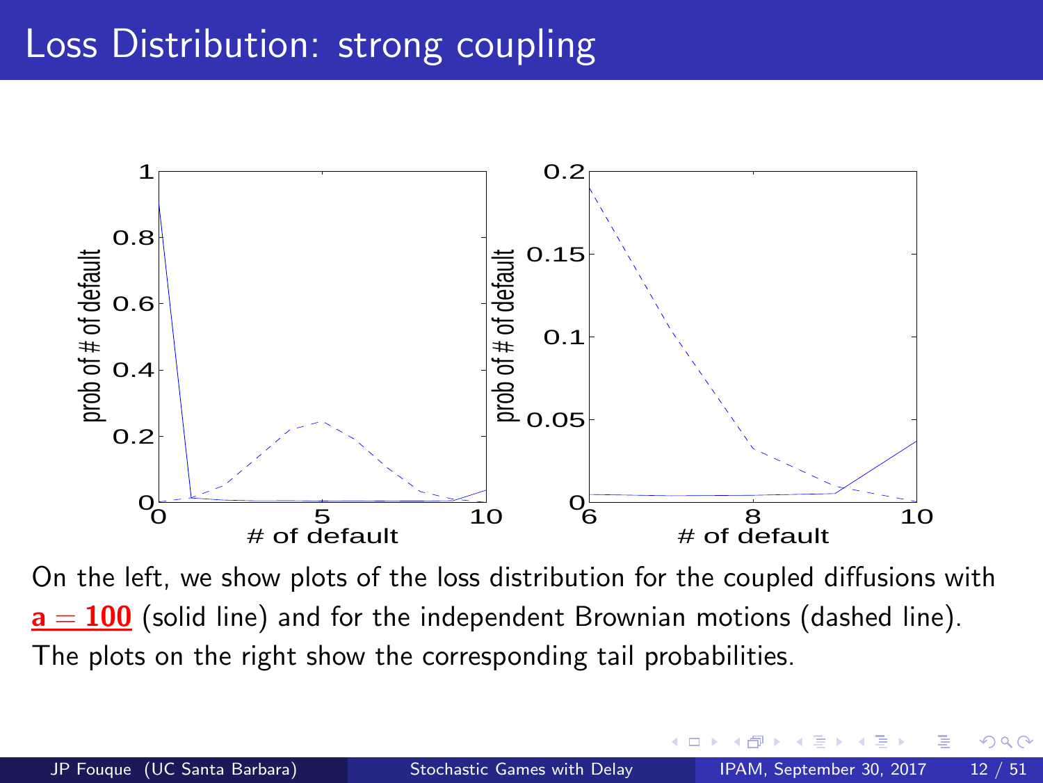# Loss Distribution: strong coupling

On the left, we show plots of the loss distribution for the coupled diffusions with $\mathbf{a = 100}$ (solid line) and for the independent Brownian motions (dashed line). The plots on the right show the corresponding tail probabilities.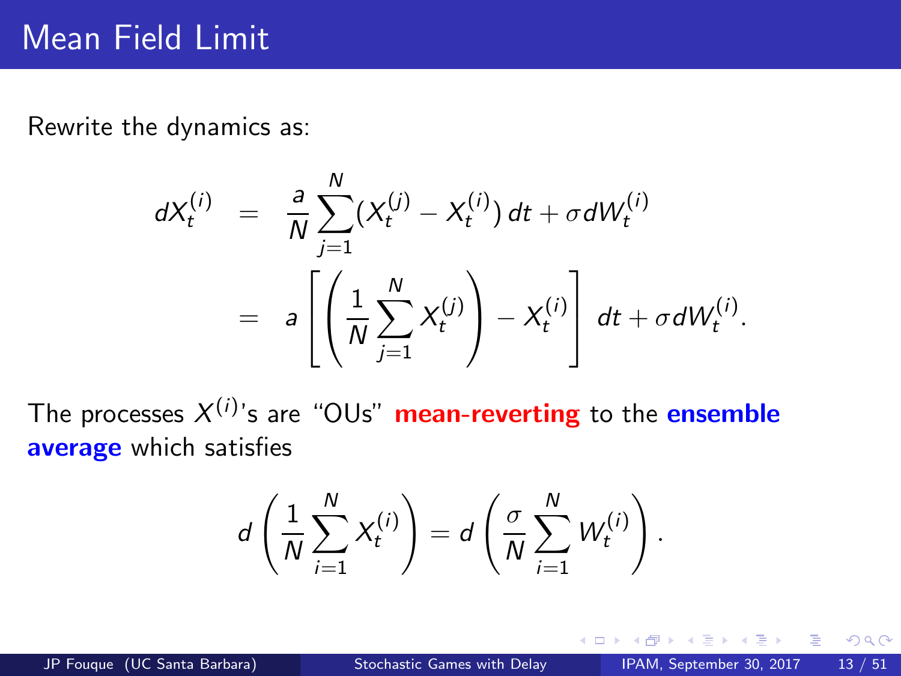# Mean Field Limit

Rewrite the dynamics as:

$$
\begin{aligned}
dX_t^{(i)} &= \frac{a}{N}\sum_{j=1}^{N}(X_t^{(j)} - X_t^{(i)})\,dt + \sigma dW_t^{(i)} \\
&= a\left[\left(\frac{1}{N}\sum_{j=1}^{N} X_t^{(j)}\right) - X_t^{(i)}\right]\,dt + \sigma dW_t^{(i)}.
\end{aligned}
$$

The processes $X^{(i)}$'s are "OUs" **mean-reverting** to the **ensemble average** which satisfies

$$
d\left(\frac{1}{N}\sum_{i=1}^{N} X_t^{(i)}\right) = d\left(\frac{\sigma}{N}\sum_{i=1}^{N} W_t^{(i)}\right).
$$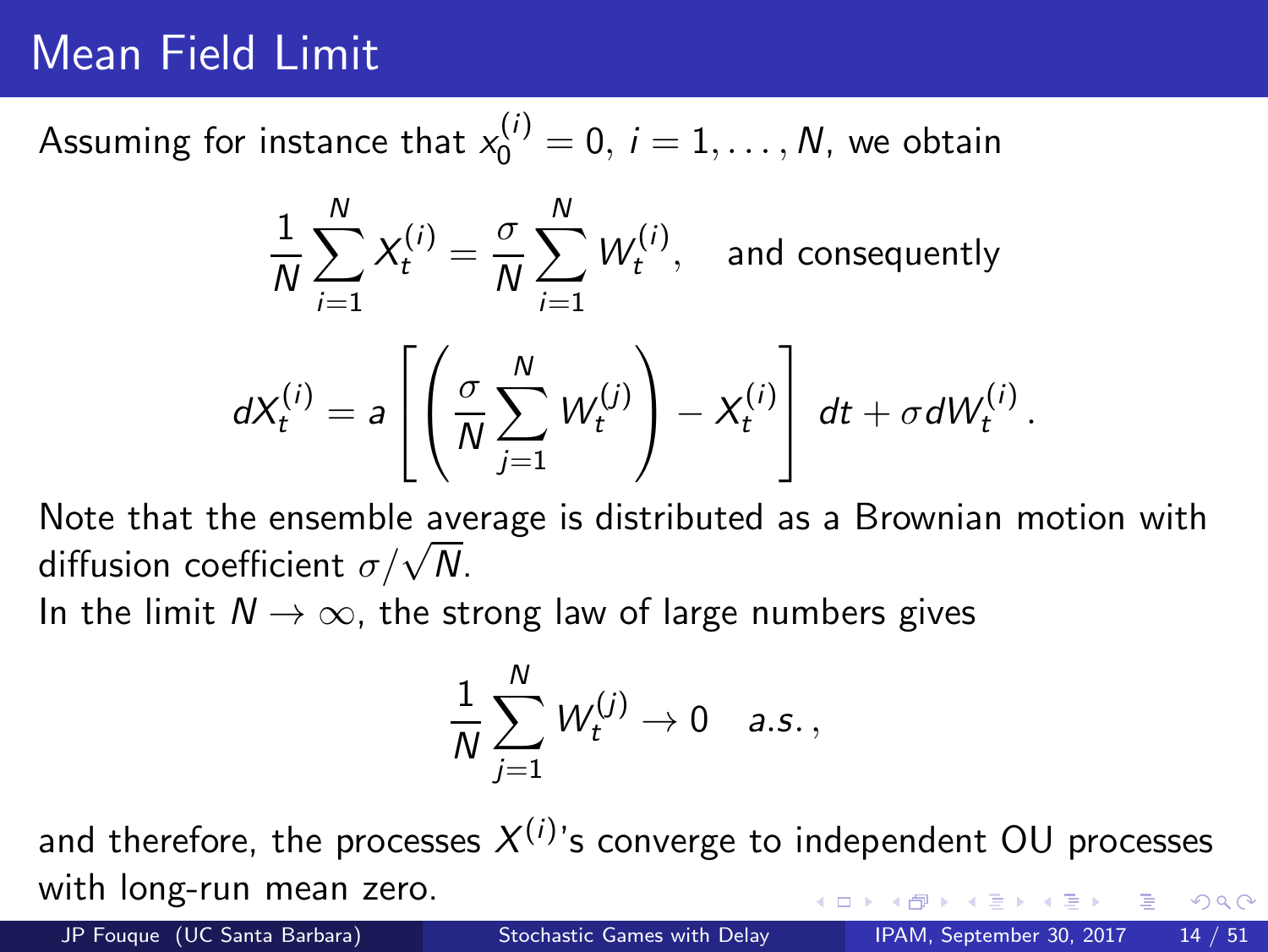# Mean Field Limit

Assuming for instance that $x_0^{(i)} = 0$, $i = 1, \ldots, N$, we obtain

$$\frac{1}{N}\sum_{i=1}^{N} X_t^{(i)} = \frac{\sigma}{N}\sum_{i=1}^{N} W_t^{(i)}, \quad \text{and consequently}$$

$$dX_t^{(i)} = a\left[\left(\frac{\sigma}{N}\sum_{j=1}^{N} W_t^{(j)}\right) - X_t^{(i)}\right] dt + \sigma dW_t^{(i)}.$$

Note that the ensemble average is distributed as a Brownian motion with diffusion coefficient $\sigma/\sqrt{N}$.

In the limit $N \to \infty$, the strong law of large numbers gives

$$\frac{1}{N}\sum_{j=1}^{N} W_t^{(j)} \to 0 \quad a.s.,$$

and therefore, the processes $X^{(i)}$'s converge to independent OU processes with long-run mean zero.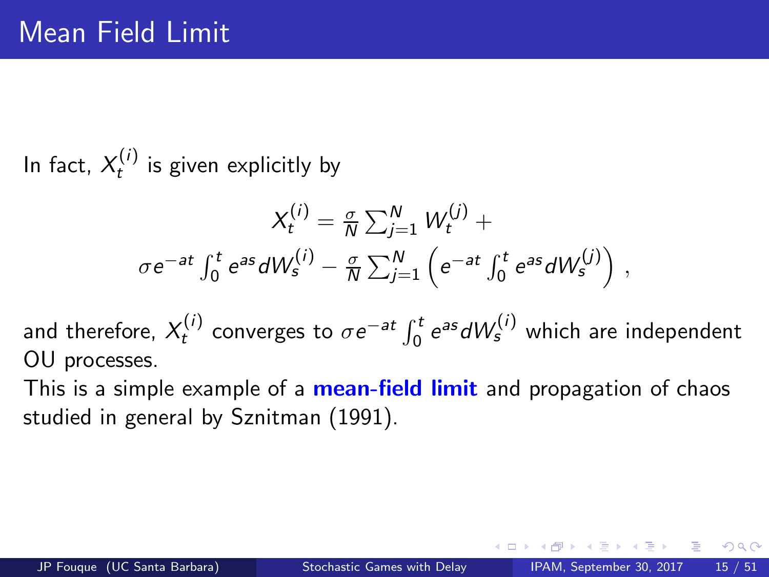# Mean Field Limit

In fact, $X_t^{(i)}$ is given explicitly by

$$X_t^{(i)} = \frac{\sigma}{N}\sum_{j=1}^N W_t^{(j)} +$$
$$\sigma e^{-at}\int_0^t e^{as} dW_s^{(i)} - \frac{\sigma}{N}\sum_{j=1}^N \left( e^{-at}\int_0^t e^{as} dW_s^{(j)} \right),$$

and therefore, $X_t^{(i)}$ converges to $\sigma e^{-at}\int_0^t e^{as} dW_s^{(i)}$ which are independent OU processes.

This is a simple example of a **mean-field limit** and propagation of chaos studied in general by Sznitman (1991).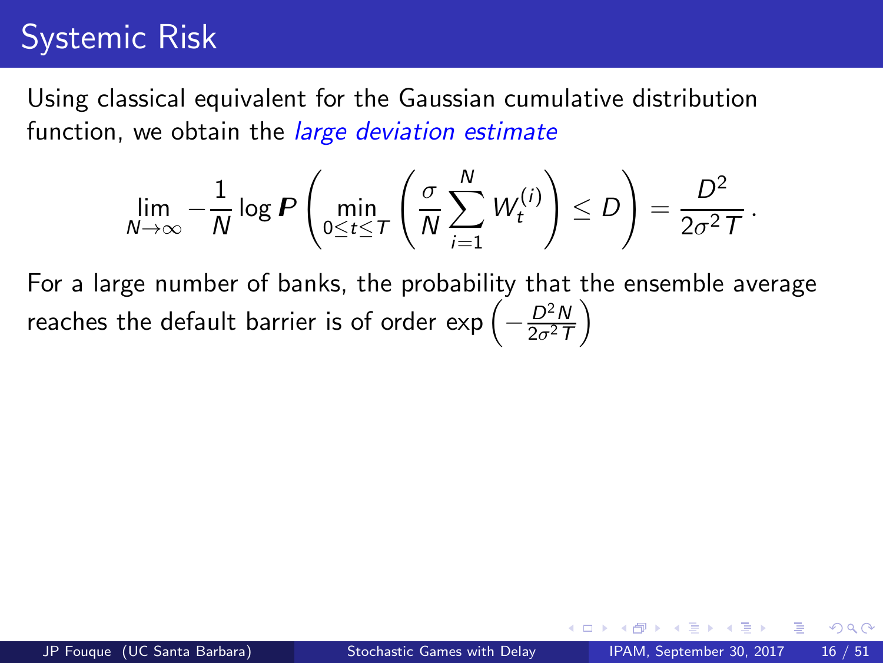# Systemic Risk

Using classical equivalent for the Gaussian cumulative distribution function, we obtain the *large deviation estimate*

$$\lim_{N\to\infty} -\frac{1}{N} \log \boldsymbol{P}\left( \min_{0\leq t\leq T} \left( \frac{\sigma}{N} \sum_{i=1}^{N} W_t^{(i)} \right) \leq D \right) = \frac{D^2}{2\sigma^2 T}\,.$$

For a large number of banks, the probability that the ensemble average reaches the default barrier is of order $\exp\left(-\frac{D^2 N}{2\sigma^2 T}\right)$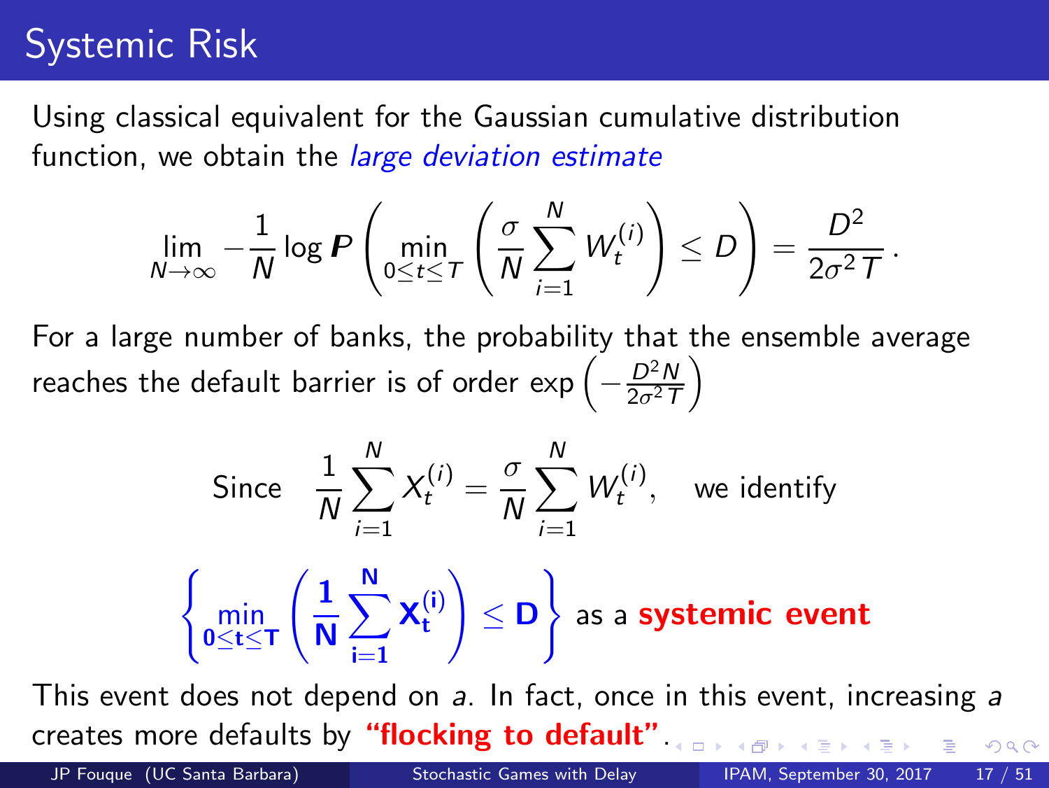# Systemic Risk

Using classical equivalent for the Gaussian cumulative distribution function, we obtain the *large deviation estimate*

$$\lim_{N\to\infty} -\frac{1}{N}\log \boldsymbol{P}\left(\min_{0\le t\le T}\left(\frac{\sigma}{N}\sum_{i=1}^{N} W_t^{(i)}\right)\le D\right) = \frac{D^2}{2\sigma^2 T}.$$

For a large number of banks, the probability that the ensemble average reaches the default barrier is of order $\exp\left(-\frac{D^2 N}{2\sigma^2 T}\right)$

$$\text{Since} \quad \frac{1}{N}\sum_{i=1}^{N} X_t^{(i)} = \frac{\sigma}{N}\sum_{i=1}^{N} W_t^{(i)}, \quad \text{we identify}$$

$$\left\{\min_{\mathbf{0\le t\le T}}\left(\frac{\mathbf{1}}{\mathbf{N}}\sum_{\mathbf{i=1}}^{\mathbf{N}} \mathbf{X}_{\mathbf{t}}^{(\mathbf{i})}\right)\le \mathbf{D}\right\} \text{ as a } \textbf{systemic event}$$

This event does not depend on $a$. In fact, once in this event, increasing $a$ creates more defaults by **"flocking to default"**.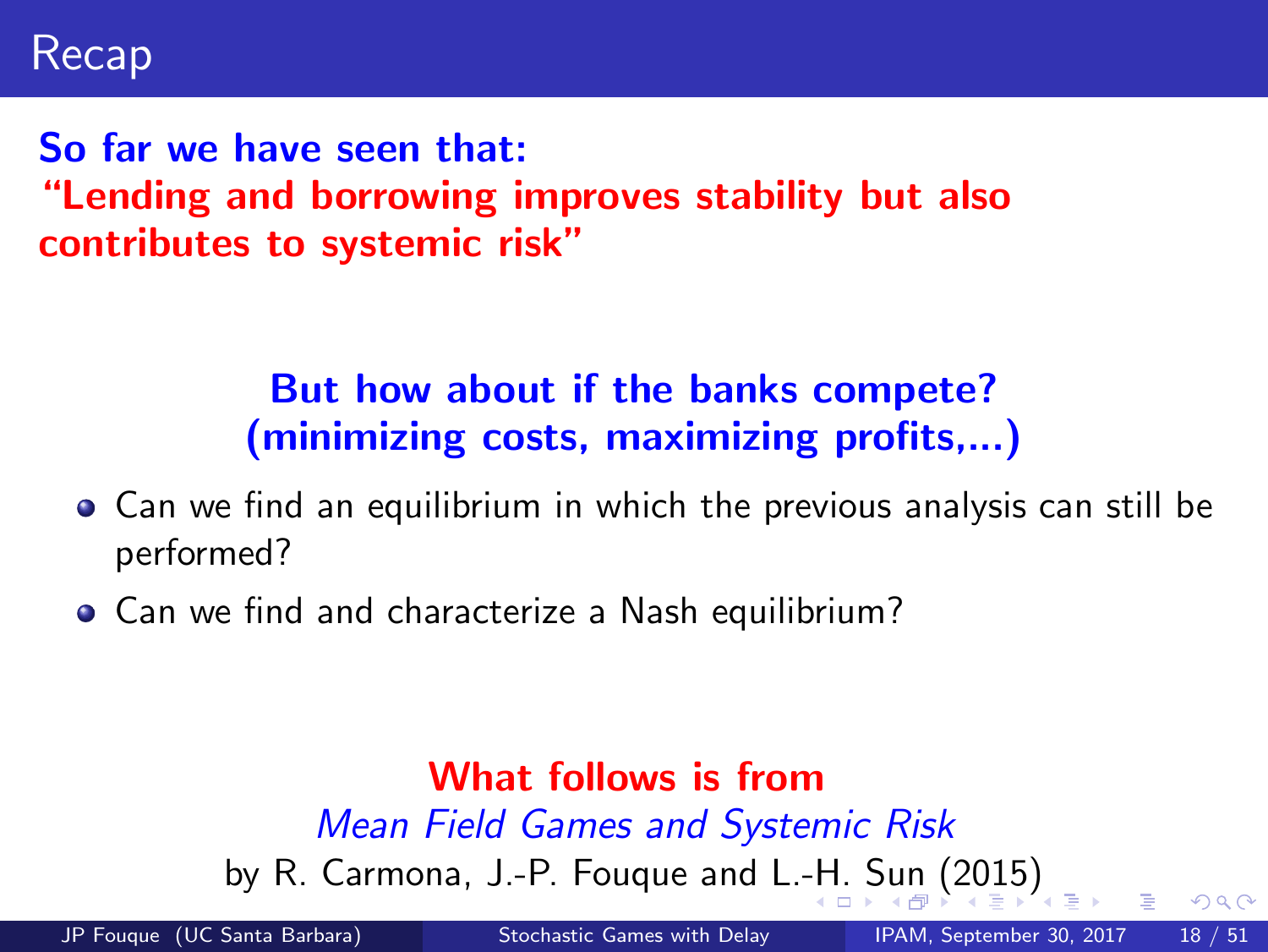# Recap

**So far we have seen that:**
**"Lending and borrowing improves stability but also contributes to systemic risk"**

**But how about if the banks compete?**
**(minimizing costs, maximizing profits,...)**

- Can we find an equilibrium in which the previous analysis can still be performed?
- Can we find and characterize a Nash equilibrium?

**What follows is from**
*Mean Field Games and Systemic Risk*
by R. Carmona, J.-P. Fouque and L.-H. Sun (2015)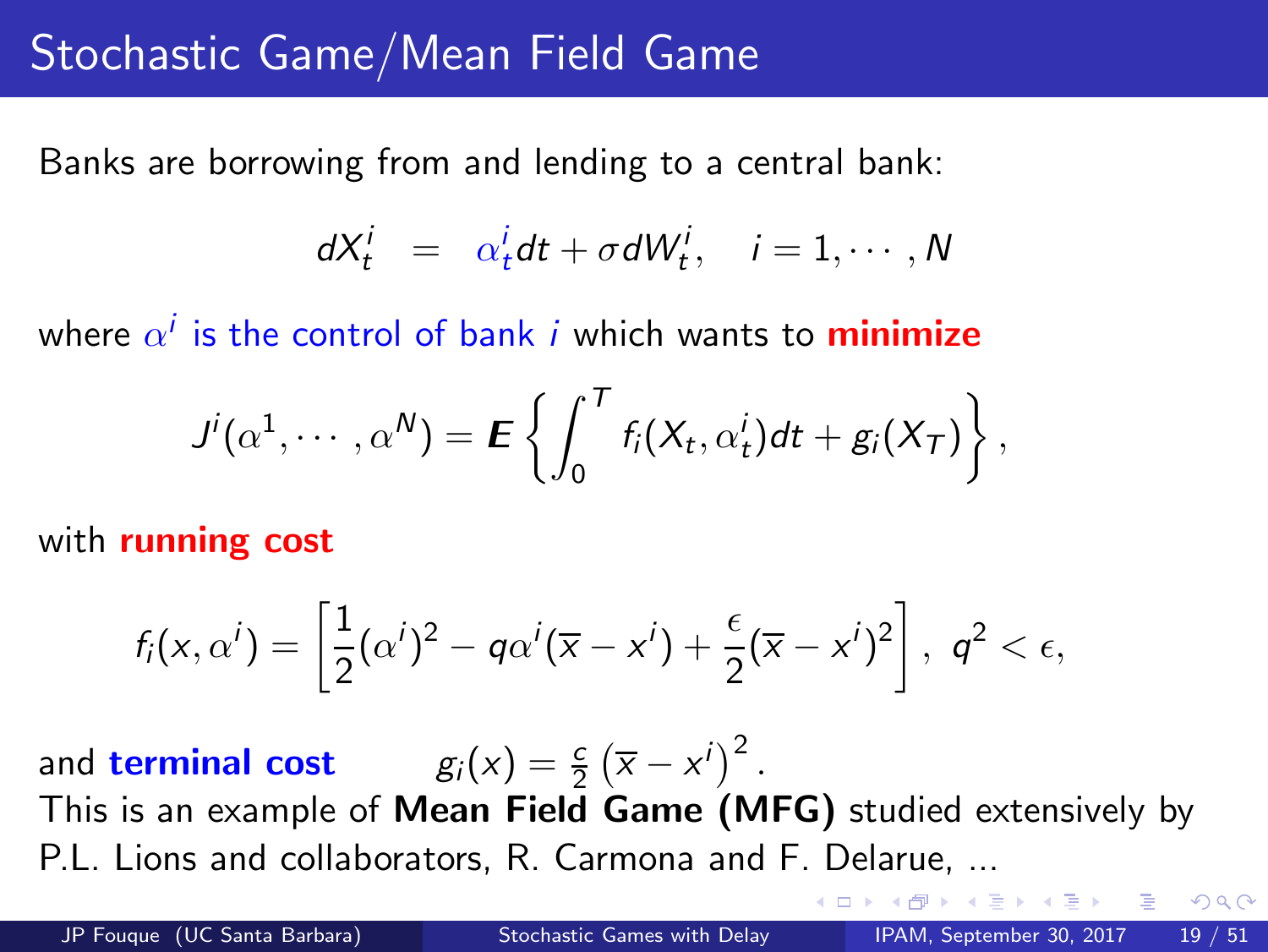# Stochastic Game/Mean Field Game

Banks are borrowing from and lending to a central bank:

$$dX_t^i = \alpha_t^i dt + \sigma dW_t^i, \quad i = 1, \cdots, N$$

where $\alpha^i$ is the control of bank $i$ which wants to **minimize**

$$J^i(\alpha^1, \cdots, \alpha^N) = \boldsymbol{E} \left\{ \int_0^T f_i(X_t, \alpha_t^i) dt + g_i(X_T) \right\},$$

with **running cost**

$$f_i(x, \alpha^i) = \left[ \frac{1}{2} (\alpha^i)^2 - q\alpha^i (\overline{x} - x^i) + \frac{\epsilon}{2} (\overline{x} - x^i)^2 \right], \; q^2 < \epsilon,$$

and **terminal cost** $\quad g_i(x) = \frac{c}{2} \left( \overline{x} - x^i \right)^2.$

This is an example of **Mean Field Game (MFG)** studied extensively by P.L. Lions and collaborators, R. Carmona and F. Delarue, ...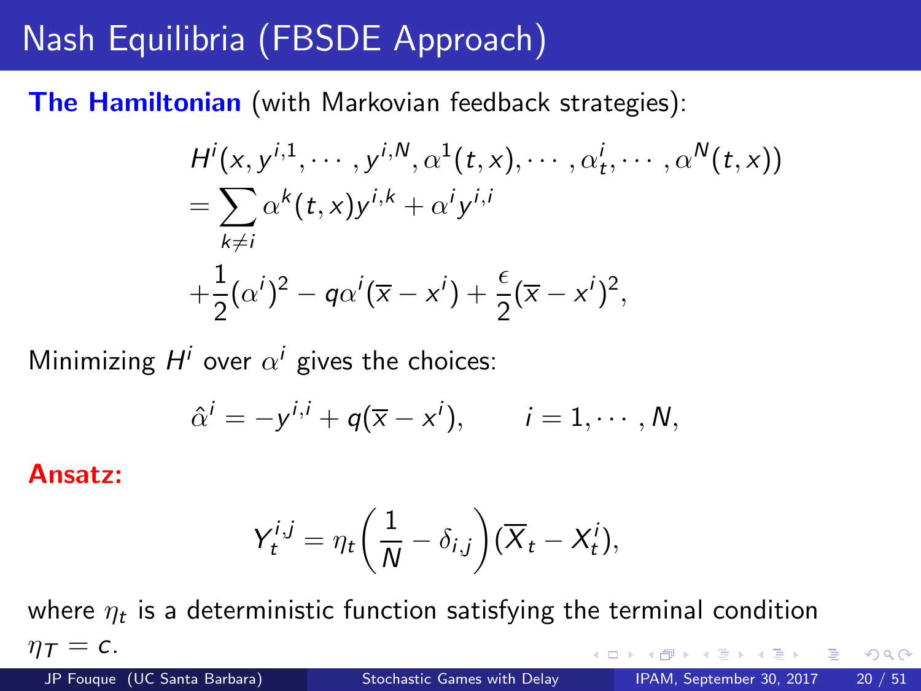# Nash Equilibria (FBSDE Approach)

**The Hamiltonian** (with Markovian feedback strategies):

$$
\begin{aligned}
&H^i(x, y^{i,1}, \cdots, y^{i,N}, \alpha^1(t,x), \cdots, \alpha^i_t, \cdots, \alpha^N(t,x)) \\
&= \sum_{k \neq i} \alpha^k(t,x) y^{i,k} + \alpha^i y^{i,i} \\
&+ \frac{1}{2}(\alpha^i)^2 - q\alpha^i(\overline{x} - x^i) + \frac{\epsilon}{2}(\overline{x} - x^i)^2,
\end{aligned}
$$

Minimizing $H^i$ over $\alpha^i$ gives the choices:

$$
\hat{\alpha}^i = -y^{i,i} + q(\overline{x} - x^i), \qquad i = 1, \cdots, N,
$$

**Ansatz:**

$$
Y^{i,j}_t = \eta_t \left( \frac{1}{N} - \delta_{i,j} \right) (\overline{X}_t - X^i_t),
$$

where $\eta_t$ is a deterministic function satisfying the terminal condition $\eta_T = c$.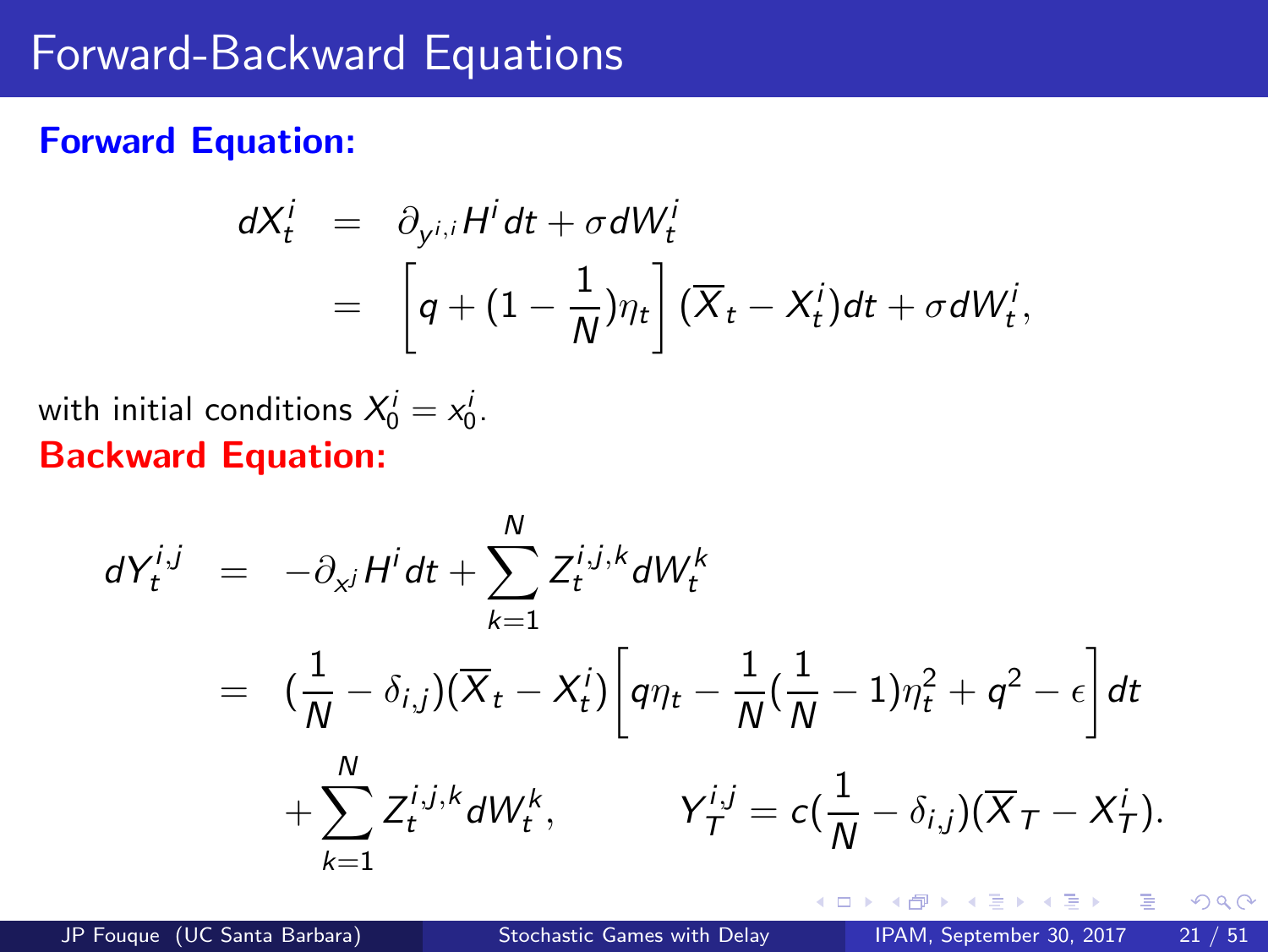# Forward-Backward Equations

**Forward Equation:**

$$
\begin{aligned}
dX_t^i &= \partial_{y^{i,i}} H^i dt + \sigma dW_t^i \\
&= \left[ q + (1 - \frac{1}{N})\eta_t \right] (\overline{X}_t - X_t^i) dt + \sigma dW_t^i,
\end{aligned}
$$

with initial conditions $X_0^i = x_0^i$.

**Backward Equation:**

$$
\begin{aligned}
dY_t^{i,j} &= -\partial_{x^j} H^i dt + \sum_{k=1}^{N} Z_t^{i,j,k} dW_t^k \\
&= (\frac{1}{N} - \delta_{i,j})(\overline{X}_t - X_t^i) \left[ q\eta_t - \frac{1}{N}(\frac{1}{N} - 1)\eta_t^2 + q^2 - \epsilon \right] dt \\
&\quad + \sum_{k=1}^{N} Z_t^{i,j,k} dW_t^k, \qquad Y_T^{i,j} = c(\frac{1}{N} - \delta_{i,j})(\overline{X}_T - X_T^i).
\end{aligned}
$$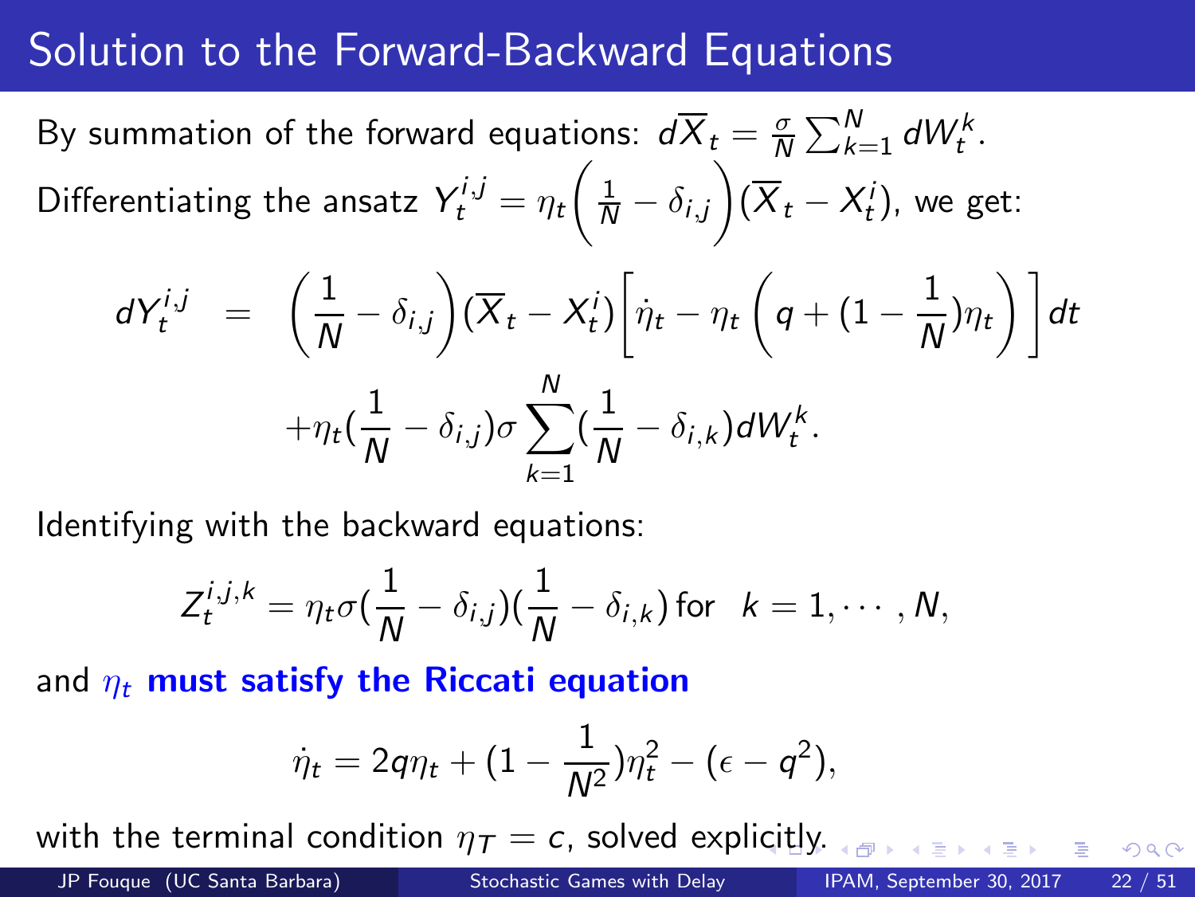# Solution to the Forward-Backward Equations

By summation of the forward equations: $d\overline{X}_t = \frac{\sigma}{N}\sum_{k=1}^N dW_t^k$.

Differentiating the ansatz $Y_t^{i,j} = \eta_t\left(\frac{1}{N} - \delta_{i,j}\right)(\overline{X}_t - X_t^i)$, we get:

$$
\begin{aligned}
dY_t^{i,j} &= \left(\frac{1}{N} - \delta_{i,j}\right)(\overline{X}_t - X_t^i)\left[\dot{\eta}_t - \eta_t\left(q + (1 - \frac{1}{N})\eta_t\right)\right]dt \\
&\quad + \eta_t(\frac{1}{N} - \delta_{i,j})\sigma\sum_{k=1}^N(\frac{1}{N} - \delta_{i,k})dW_t^k.
\end{aligned}
$$

Identifying with the backward equations:

$$
Z_t^{i,j,k} = \eta_t\sigma(\frac{1}{N} - \delta_{i,j})(\frac{1}{N} - \delta_{i,k}) \text{ for } \; k = 1, \cdots, N,
$$

and $\eta_t$ **must satisfy the Riccati equation**

$$
\dot{\eta}_t = 2q\eta_t + (1 - \frac{1}{N^2})\eta_t^2 - (\epsilon - q^2),
$$

with the terminal condition $\eta_T = c$, solved explicitly.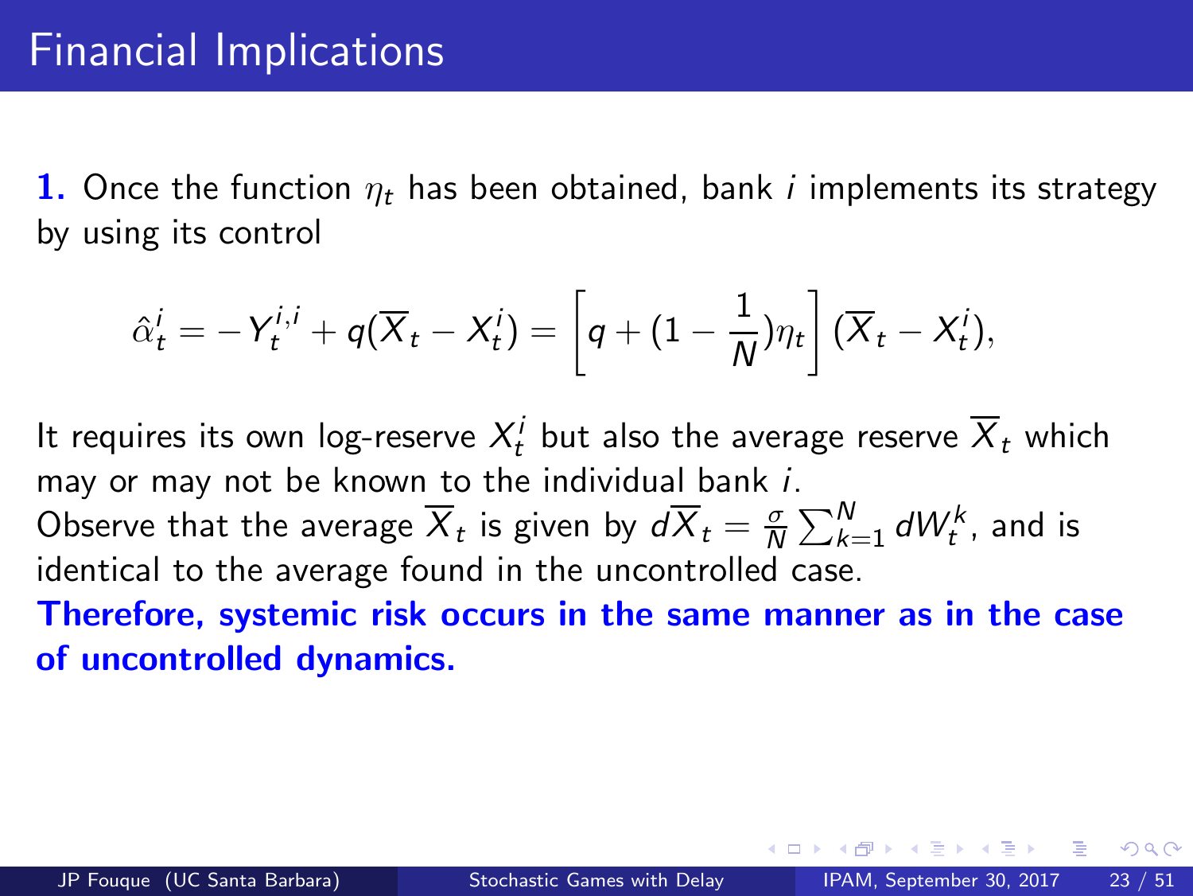# Financial Implications

**1.** Once the function $\eta_t$ has been obtained, bank $i$ implements its strategy by using its control

$$\hat{\alpha}_t^i = -Y_t^{i,i} + q(\overline{X}_t - X_t^i) = \left[q + (1 - \frac{1}{N})\eta_t\right](\overline{X}_t - X_t^i),$$

It requires its own log-reserve $X_t^i$ but also the average reserve $\overline{X}_t$ which may or may not be known to the individual bank $i$.
Observe that the average $\overline{X}_t$ is given by $d\overline{X}_t = \frac{\sigma}{N}\sum_{k=1}^N dW_t^k$, and is identical to the average found in the uncontrolled case.
**Therefore, systemic risk occurs in the same manner as in the case of uncontrolled dynamics.**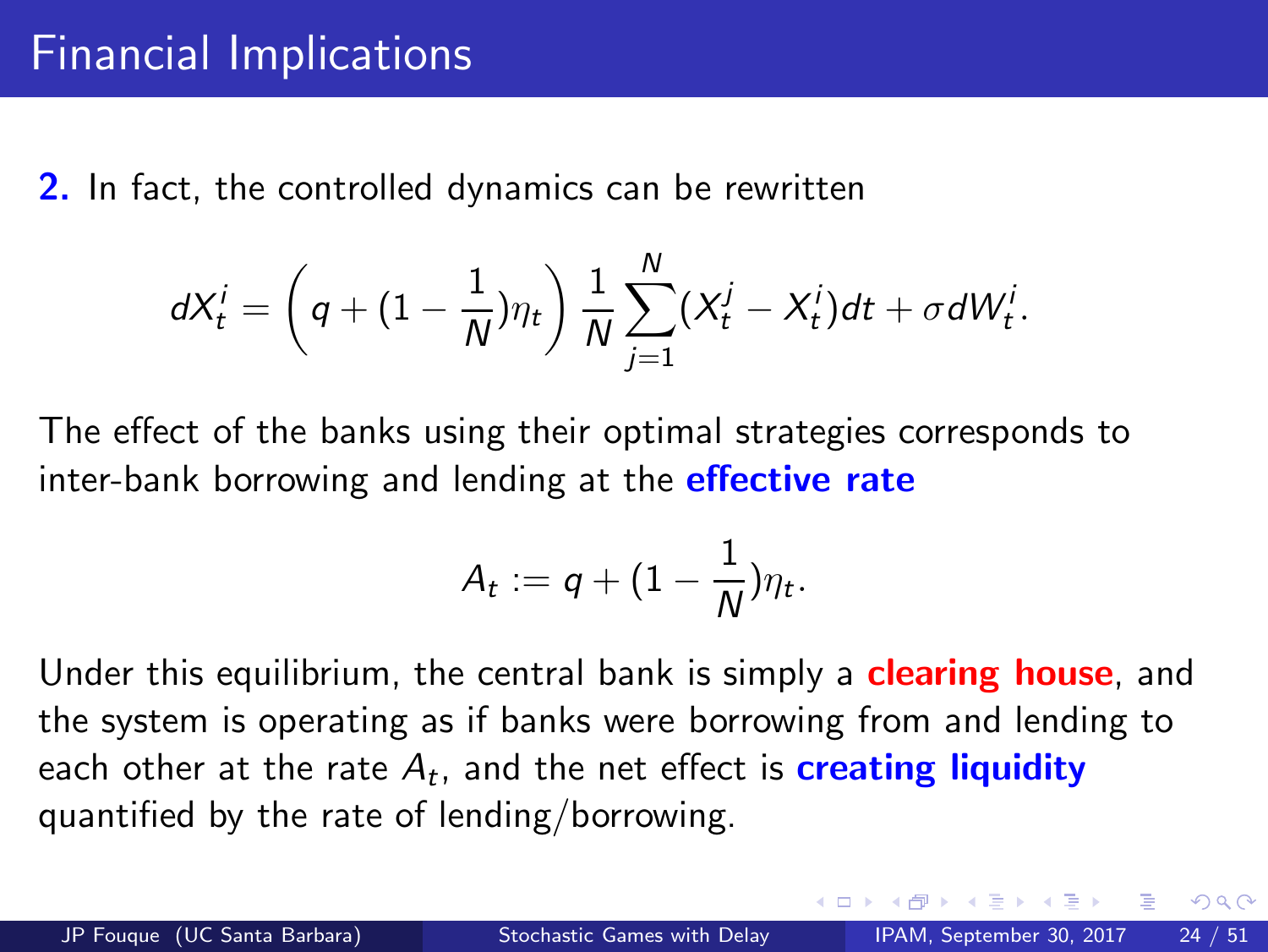# Financial Implications

**2.** In fact, the controlled dynamics can be rewritten

$$dX_t^i = \left( q + (1 - \frac{1}{N})\eta_t \right) \frac{1}{N} \sum_{j=1}^{N} (X_t^j - X_t^i) dt + \sigma dW_t^i.$$

The effect of the banks using their optimal strategies corresponds to inter-bank borrowing and lending at the **effective rate**

$$A_t := q + (1 - \frac{1}{N})\eta_t.$$

Under this equilibrium, the central bank is simply a **clearing house**, and the system is operating as if banks were borrowing from and lending to each other at the rate $A_t$, and the net effect is **creating liquidity** quantified by the rate of lending/borrowing.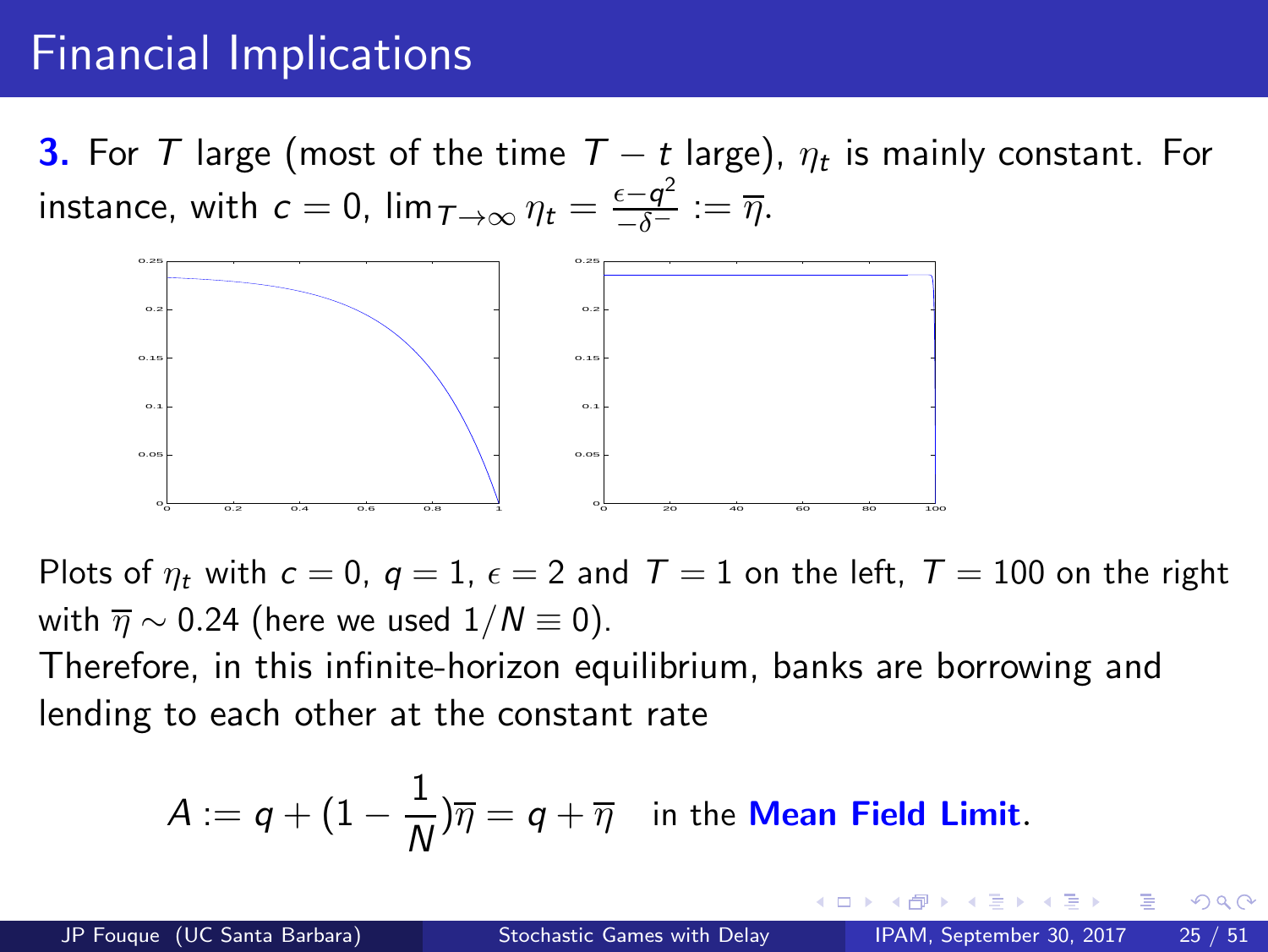# Financial Implications

**3.** For $T$ large (most of the time $T - t$ large), $\eta_t$ is mainly constant. For instance, with $c = 0$, $\lim_{T \to \infty} \eta_t = \frac{\epsilon - q^2}{-\delta^-} := \overline{\eta}$.

Plots of $\eta_t$ with $c = 0$, $q = 1$, $\epsilon = 2$ and $T = 1$ on the left, $T = 100$ on the right with $\overline{\eta} \sim 0.24$ (here we used $1/N \equiv 0$).

Therefore, in this infinite-horizon equilibrium, banks are borrowing and lending to each other at the constant rate

$$A := q + (1 - \frac{1}{N})\overline{\eta} = q + \overline{\eta} \quad \text{in the } \textbf{Mean Field Limit}.$$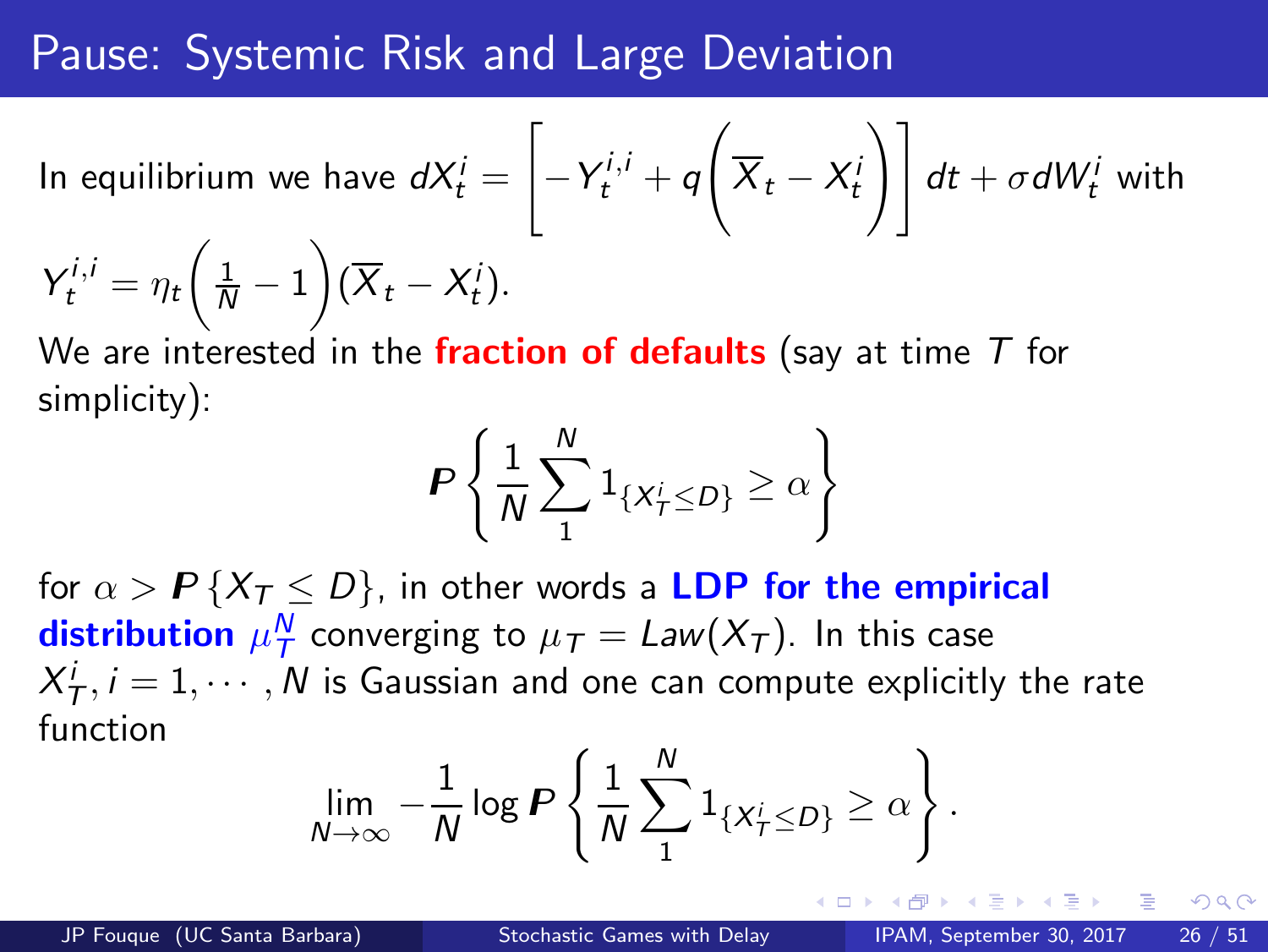# Pause: Systemic Risk and Large Deviation

In equilibrium we have $dX_t^i = \left[ -Y_t^{i,i} + q\left( \overline{X}_t - X_t^i \right) \right] dt + \sigma dW_t^i$ with $Y_t^{i,i} = \eta_t \left( \frac{1}{N} - 1 \right) (\overline{X}_t - X_t^i)$.

We are interested in the **fraction of defaults** (say at time $T$ for simplicity):

$$\boldsymbol{P} \left\{ \frac{1}{N} \sum_{1}^{N} 1_{\{X_T^i \le D\}} \ge \alpha \right\}$$

for $\alpha > \boldsymbol{P}\{X_T \le D\}$, in other words a **LDP for the empirical distribution** $\mu_T^N$ converging to $\mu_T = Law(X_T)$. In this case $X_T^i, i = 1, \cdots, N$ is Gaussian and one can compute explicitly the rate function

$$\lim_{N \to \infty} -\frac{1}{N} \log \boldsymbol{P} \left\{ \frac{1}{N} \sum_{1}^{N} 1_{\{X_T^i \le D\}} \ge \alpha \right\}.$$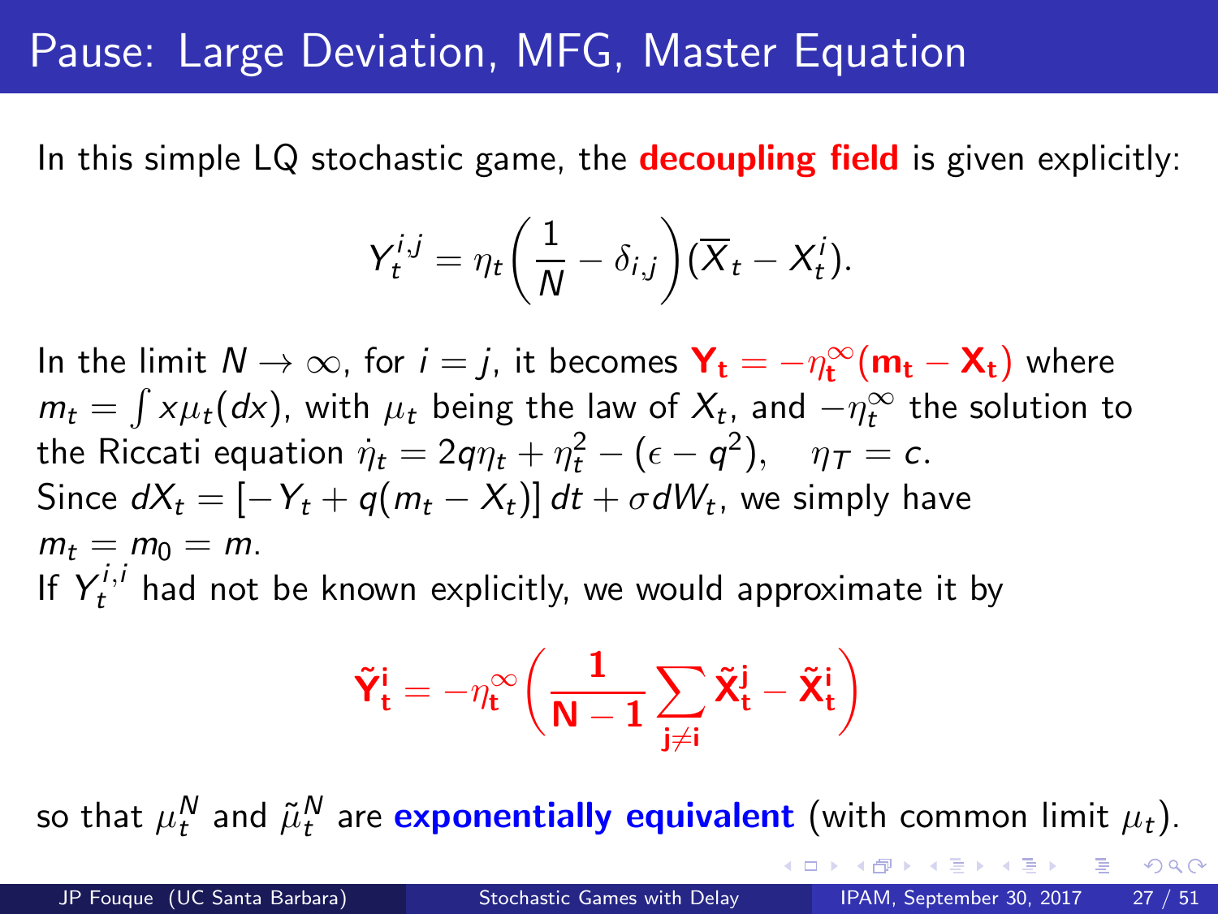# Pause: Large Deviation, MFG, Master Equation

In this simple LQ stochastic game, the **decoupling field** is given explicitly:

$$Y_t^{i,j} = \eta_t \left( \frac{1}{N} - \delta_{i,j} \right) (\overline{X}_t - X_t^i).$$

In the limit $N \to \infty$, for $i = j$, it becomes $\mathbf{Y_t} = -\eta_t^\infty (\mathbf{m_t} - \mathbf{X_t})$ where $m_t = \int x \mu_t(dx)$, with $\mu_t$ being the law of $X_t$, and $-\eta_t^\infty$ the solution to the Riccati equation $\dot{\eta}_t = 2q\eta_t + \eta_t^2 - (\epsilon - q^2), \quad \eta_T = c$.
Since $dX_t = [-Y_t + q(m_t - X_t)]\, dt + \sigma dW_t$, we simply have $m_t = m_0 = m$.
If $Y_t^{i,i}$ had not be known explicitly, we would approximate it by

$$\tilde{\mathbf{Y}}_\mathbf{t}^\mathbf{i} = -\eta_t^\infty \left( \frac{\mathbf{1}}{\mathbf{N-1}} \sum_{\mathbf{j \neq i}} \tilde{\mathbf{X}}_\mathbf{t}^\mathbf{j} - \tilde{\mathbf{X}}_\mathbf{t}^\mathbf{i} \right)$$

so that $\mu_t^N$ and $\tilde{\mu}_t^N$ are **exponentially equivalent** (with common limit $\mu_t$).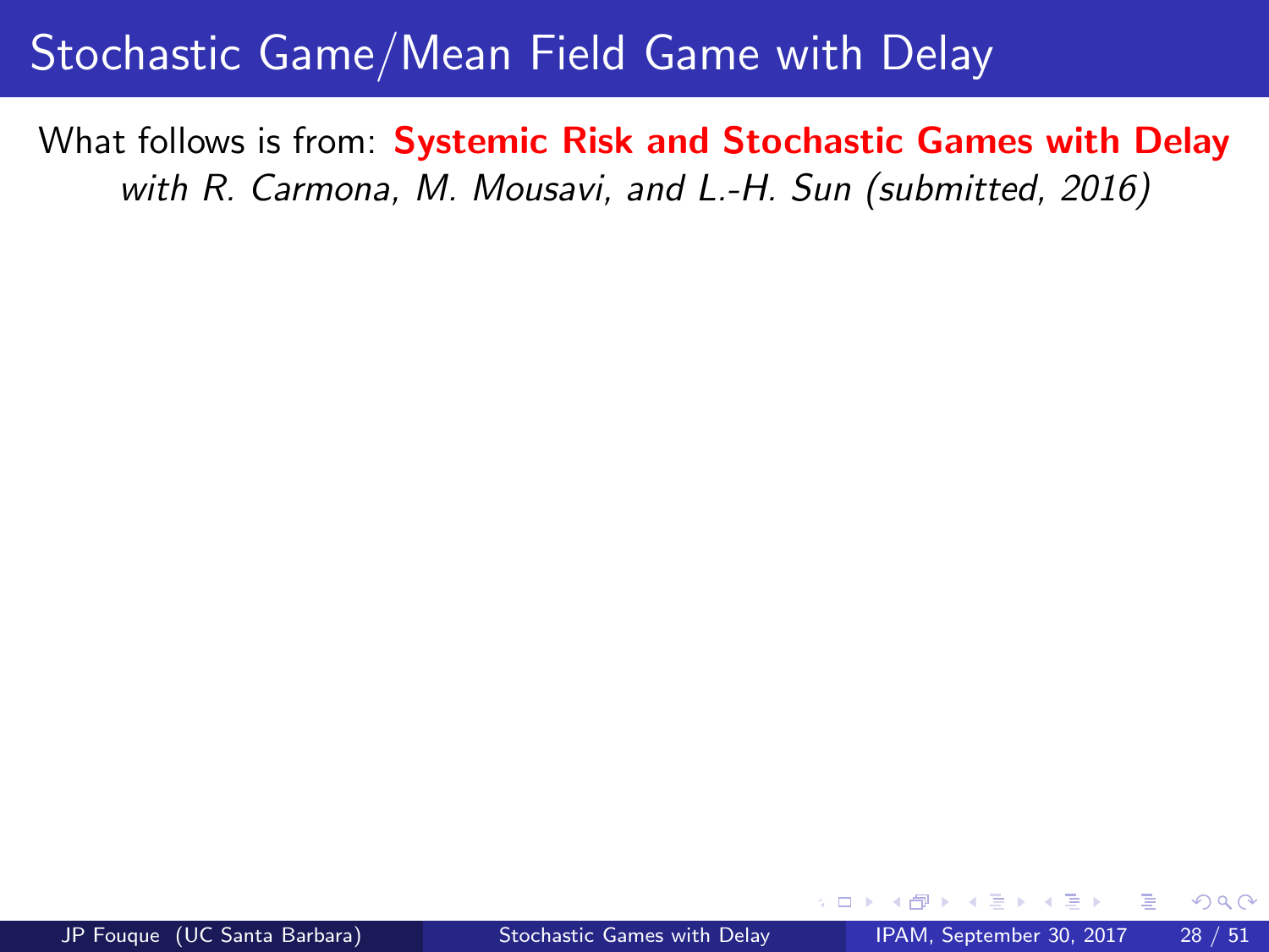# Stochastic Game/Mean Field Game with Delay

What follows is from: **Systemic Risk and Stochastic Games with Delay**
*with R. Carmona, M. Mousavi, and L.-H. Sun (submitted, 2016)*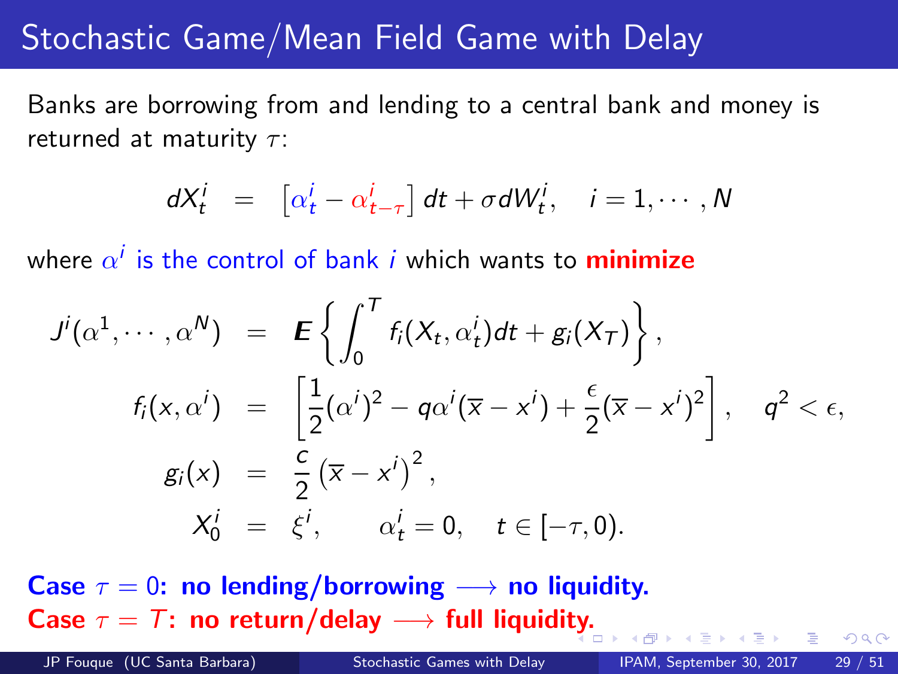# Stochastic Game/Mean Field Game with Delay

Banks are borrowing from and lending to a central bank and money is returned at maturity $\tau$:

$$dX_t^i = \left[\alpha_t^i - \alpha_{t-\tau}^i\right] dt + \sigma dW_t^i, \quad i = 1, \cdots, N$$

where $\alpha^i$ is the control of bank $i$ which wants to **minimize**

$$
\begin{aligned}
J^i(\alpha^1, \cdots, \alpha^N) &= \boldsymbol{E}\left\{ \int_0^T f_i(X_t, \alpha_t^i) dt + g_i(X_T) \right\}, \\
f_i(x, \alpha^i) &= \left[ \frac{1}{2}(\alpha^i)^2 - q\alpha^i(\overline{x} - x^i) + \frac{\epsilon}{2}(\overline{x} - x^i)^2 \right], \quad q^2 < \epsilon, \\
g_i(x) &= \frac{c}{2}\left(\overline{x} - x^i\right)^2, \\
X_0^i &= \xi^i, \qquad \alpha_t^i = 0, \quad t \in [-\tau, 0).
\end{aligned}
$$

**Case $\tau = 0$: no lending/borrowing $\longrightarrow$ no liquidity.**

**Case $\tau = T$: no return/delay $\longrightarrow$ full liquidity.**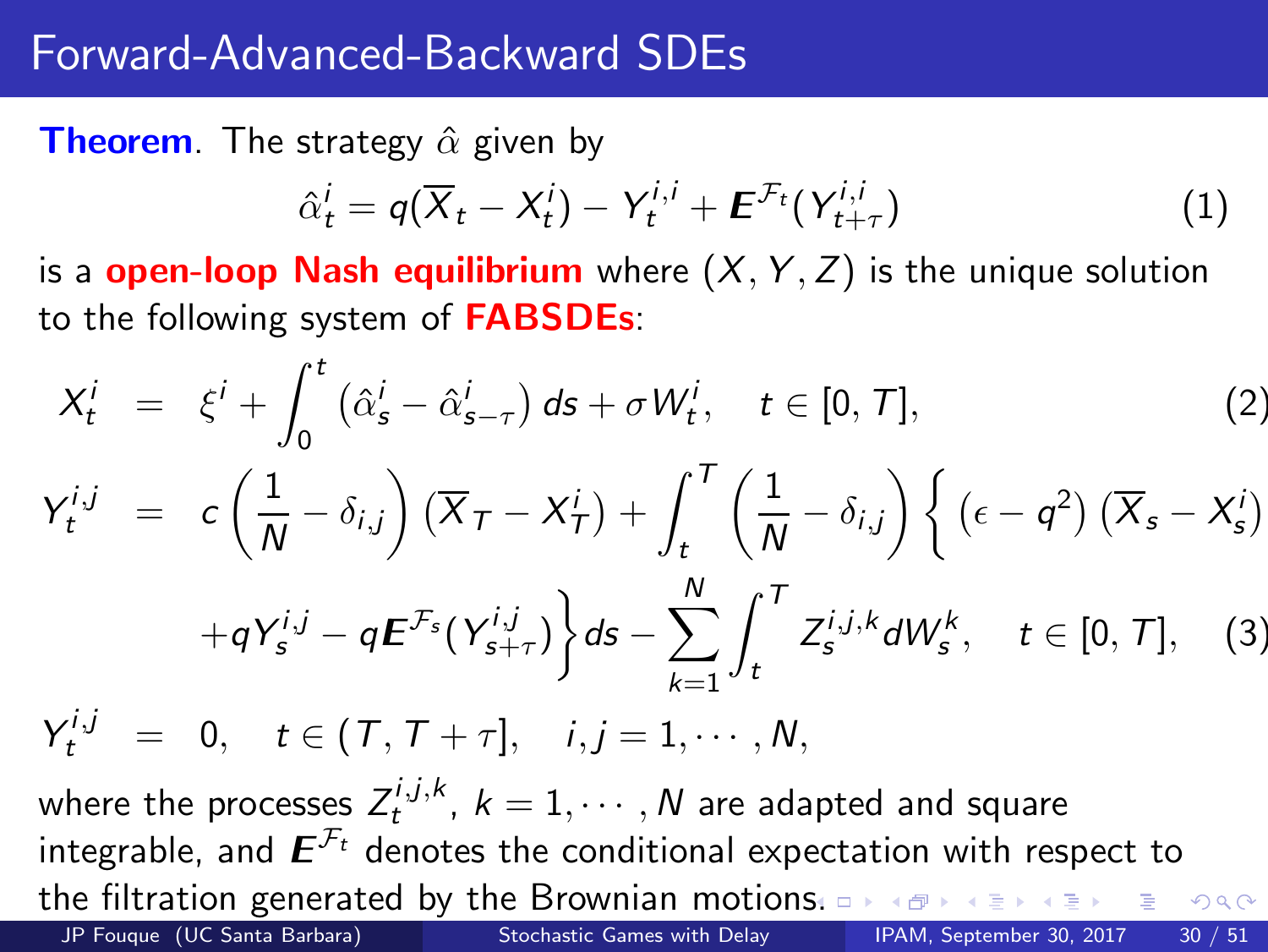# Forward-Advanced-Backward SDEs

**Theorem**. The strategy $\hat{\alpha}$ given by

$$\hat{\alpha}_t^i = q(\overline{X}_t - X_t^i) - Y_t^{i,i} + \boldsymbol{E}^{\mathcal{F}_t}(Y_{t+\tau}^{i,i}) \tag{1}$$

is a **open-loop Nash equilibrium** where $(X, Y, Z)$ is the unique solution to the following system of **FABSDEs**:

$$
\begin{aligned}
X_t^i &= \xi^i + \int_0^t \left(\hat{\alpha}_s^i - \hat{\alpha}_{s-\tau}^i\right) ds + \sigma W_t^i, \quad t \in [0, T], \qquad (2)\\
Y_t^{i,j} &= c\left(\frac{1}{N} - \delta_{i,j}\right)\left(\overline{X}_T - X_T^i\right) + \int_t^T \left(\frac{1}{N} - \delta_{i,j}\right)\Big\{\left(\epsilon - q^2\right)\left(\overline{X}_s - X_s^i\right) \\
&\quad + qY_s^{i,j} - q\boldsymbol{E}^{\mathcal{F}_s}(Y_{s+\tau}^{i,j})\Big\} ds - \sum_{k=1}^{N} \int_t^T Z_s^{i,j,k} dW_s^k, \quad t \in [0, T], \qquad (3)\\
Y_t^{i,j} &= 0, \quad t \in (T, T+\tau], \quad i, j = 1, \cdots, N,
\end{aligned}
$$

where the processes $Z_t^{i,j,k}$, $k = 1, \cdots, N$ are adapted and square integrable, and $\boldsymbol{E}^{\mathcal{F}_t}$ denotes the conditional expectation with respect to the filtration generated by the Brownian motions.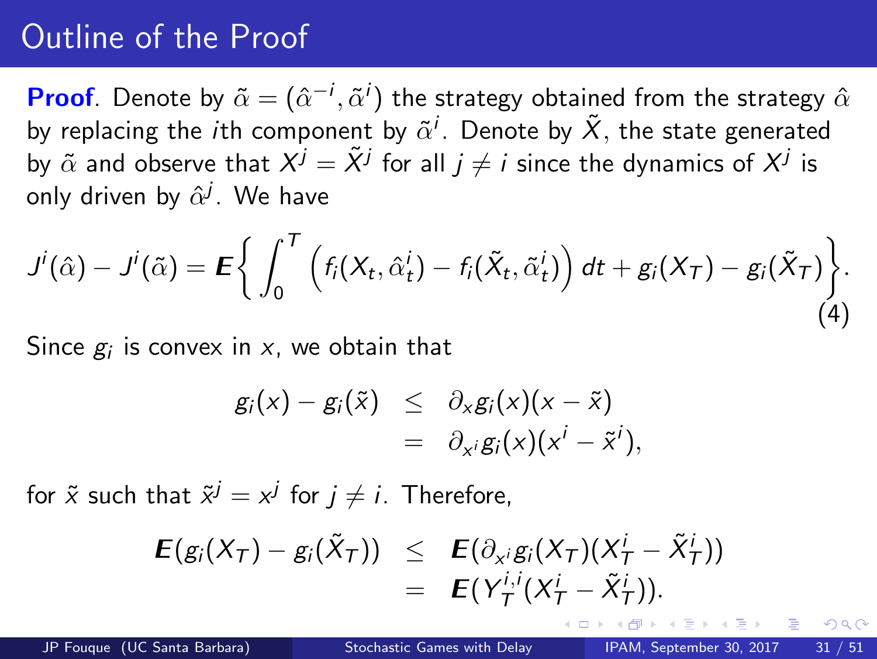# Outline of the Proof

**Proof**. Denote by $\tilde{\alpha} = (\hat{\alpha}^{-i}, \tilde{\alpha}^i)$ the strategy obtained from the strategy $\hat{\alpha}$ by replacing the $i$th component by $\tilde{\alpha}^i$. Denote by $\tilde{X}$, the state generated by $\tilde{\alpha}$ and observe that $X^j = \tilde{X}^j$ for all $j \neq i$ since the dynamics of $X^j$ is only driven by $\hat{\alpha}^j$. We have

$$
J^i(\hat{\alpha}) - J^i(\tilde{\alpha}) = \boldsymbol{E}\left\{ \int_0^T \left( f_i(X_t, \hat{\alpha}^i_t) - f_i(\tilde{X}_t, \tilde{\alpha}^i_t) \right) dt + g_i(X_T) - g_i(\tilde{X}_T) \right\}. \tag{4}
$$

Since $g_i$ is convex in $x$, we obtain that

$$
\begin{aligned}
g_i(x) - g_i(\tilde{x}) &\leq \partial_x g_i(x)(x - \tilde{x}) \\
&= \partial_{x^i} g_i(x)(x^i - \tilde{x}^i),
\end{aligned}
$$

for $\tilde{x}$ such that $\tilde{x}^j = x^j$ for $j \neq i$. Therefore,

$$
\begin{aligned}
\boldsymbol{E}(g_i(X_T) - g_i(\tilde{X}_T)) &\leq \boldsymbol{E}(\partial_{x^i} g_i(X_T)(X^i_T - \tilde{X}^i_T)) \\
&= \boldsymbol{E}(Y^{i,i}_T(X^i_T - \tilde{X}^i_T)).
\end{aligned}
$$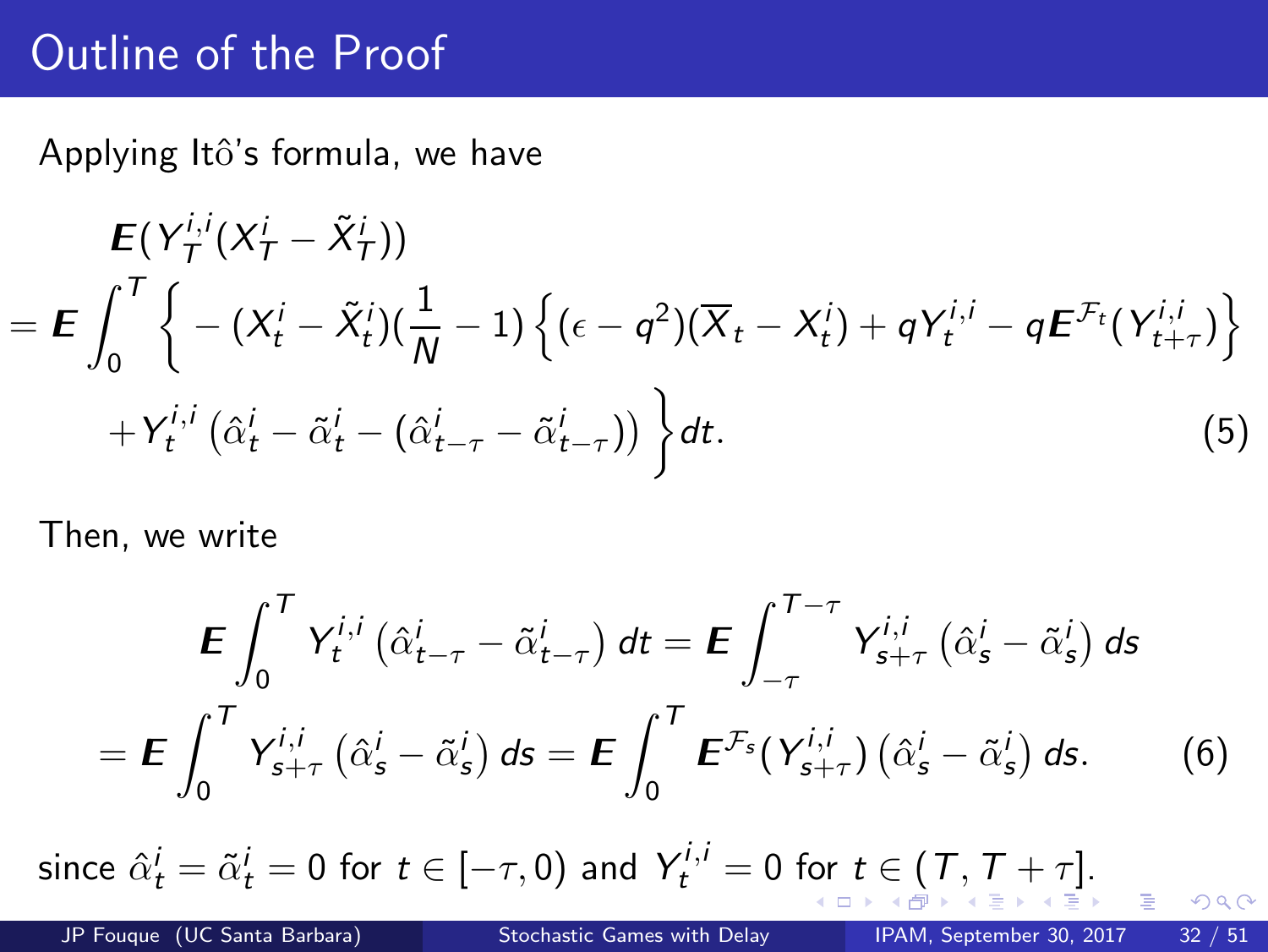# Outline of the Proof

Applying Itô's formula, we have

$$
\begin{aligned}
&\boldsymbol{E}(Y_T^{i,i}(X_T^i - \tilde{X}_T^i)) \\
= \boldsymbol{E}\int_0^T \Big\{ &-(X_t^i - \tilde{X}_t^i)(\frac{1}{N} - 1)\Big\{(\epsilon - q^2)(\overline{X}_t - X_t^i) + qY_t^{i,i} - q\boldsymbol{E}^{\mathcal{F}_t}(Y_{t+\tau}^{i,i})\Big\} \\
&+ Y_t^{i,i}\left(\hat{\alpha}_t^i - \tilde{\alpha}_t^i - (\hat{\alpha}_{t-\tau}^i - \tilde{\alpha}_{t-\tau}^i)\right)\Big\}dt. \qquad (5)
\end{aligned}
$$

Then, we write

$$
\begin{aligned}
\boldsymbol{E}\int_0^T Y_t^{i,i}\left(\hat{\alpha}_{t-\tau}^i - \tilde{\alpha}_{t-\tau}^i\right)dt &= \boldsymbol{E}\int_{-\tau}^{T-\tau} Y_{s+\tau}^{i,i}\left(\hat{\alpha}_s^i - \tilde{\alpha}_s^i\right)ds \\
= \boldsymbol{E}\int_0^T Y_{s+\tau}^{i,i}\left(\hat{\alpha}_s^i - \tilde{\alpha}_s^i\right)ds &= \boldsymbol{E}\int_0^T \boldsymbol{E}^{\mathcal{F}_s}(Y_{s+\tau}^{i,i})\left(\hat{\alpha}_s^i - \tilde{\alpha}_s^i\right)ds. \qquad (6)
\end{aligned}
$$

since $\hat{\alpha}_t^i = \tilde{\alpha}_t^i = 0$ for $t \in [-\tau, 0)$ and $Y_t^{i,i} = 0$ for $t \in (T, T+\tau]$.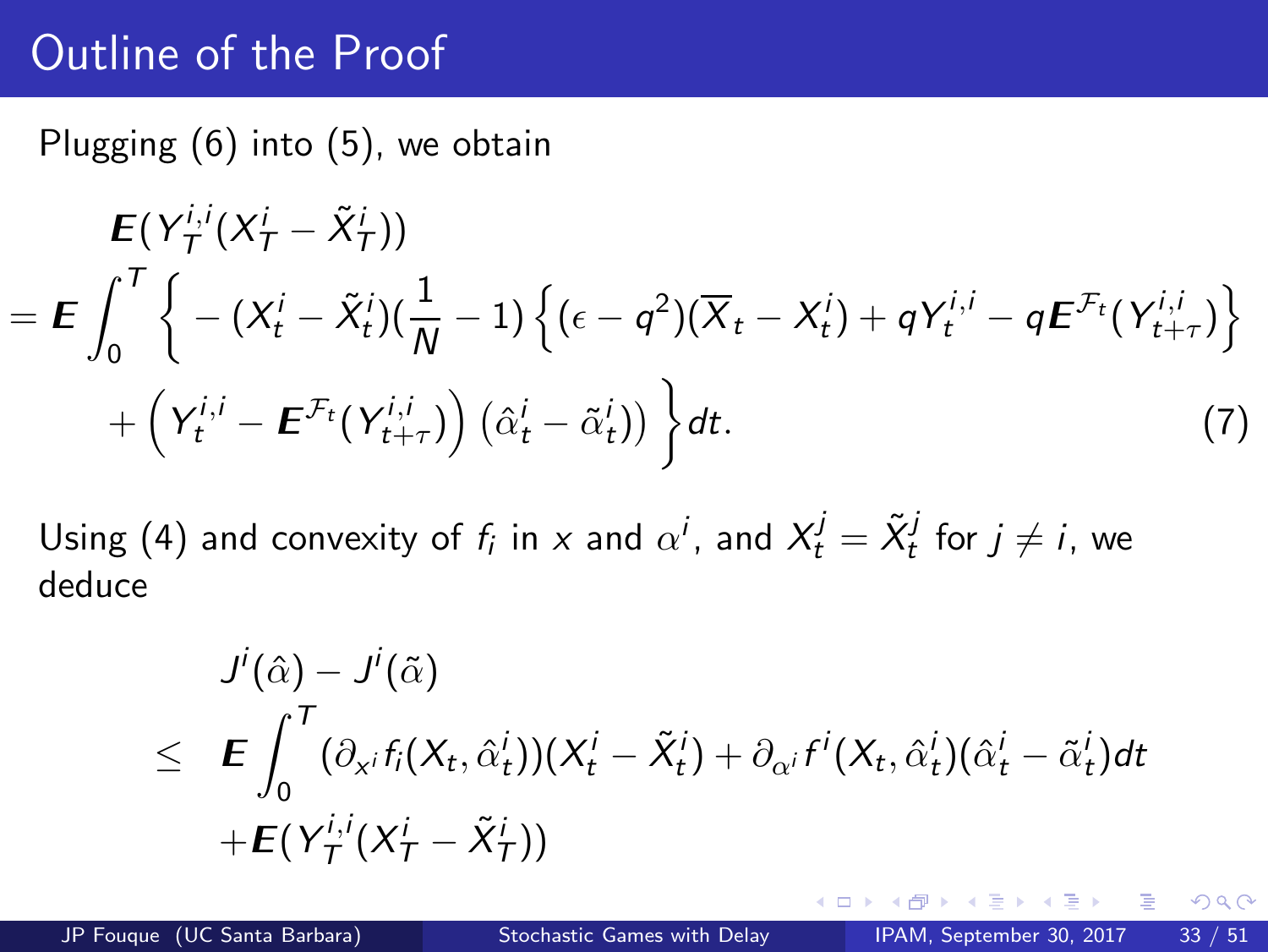# Outline of the Proof

Plugging (6) into (5), we obtain

$$
\begin{aligned}
&\boldsymbol{E}(Y_T^{i,i}(X_T^i - \tilde{X}_T^i)) \\
= \boldsymbol{E}\int_0^T &\Big\{ -(X_t^i - \tilde{X}_t^i)(\frac{1}{N} - 1)\Big\{(\epsilon - q^2)(\overline{X}_t - X_t^i) + qY_t^{i,i} - q\boldsymbol{E}^{\mathcal{F}_t}(Y_{t+\tau}^{i,i})\Big\} \\
&+ \Big(Y_t^{i,i} - \boldsymbol{E}^{\mathcal{F}_t}(Y_{t+\tau}^{i,i})\Big)\left(\hat{\alpha}_t^i - \tilde{\alpha}_t^i)\right)\Big\}dt. \qquad (7)
\end{aligned}
$$

Using (4) and convexity of $f_i$ in $x$ and $\alpha^i$, and $X_t^j = \tilde{X}_t^j$ for $j \neq i$, we deduce

$$
\begin{aligned}
& J^i(\hat{\alpha}) - J^i(\tilde{\alpha}) \\
\leq\ & \boldsymbol{E}\int_0^T (\partial_{x^i} f_i(X_t, \hat{\alpha}_t^i))(X_t^i - \tilde{X}_t^i) + \partial_{\alpha^i} f^i(X_t, \hat{\alpha}_t^i)(\hat{\alpha}_t^i - \tilde{\alpha}_t^i)dt \\
& + \boldsymbol{E}(Y_T^{i,i}(X_T^i - \tilde{X}_T^i))
\end{aligned}
$$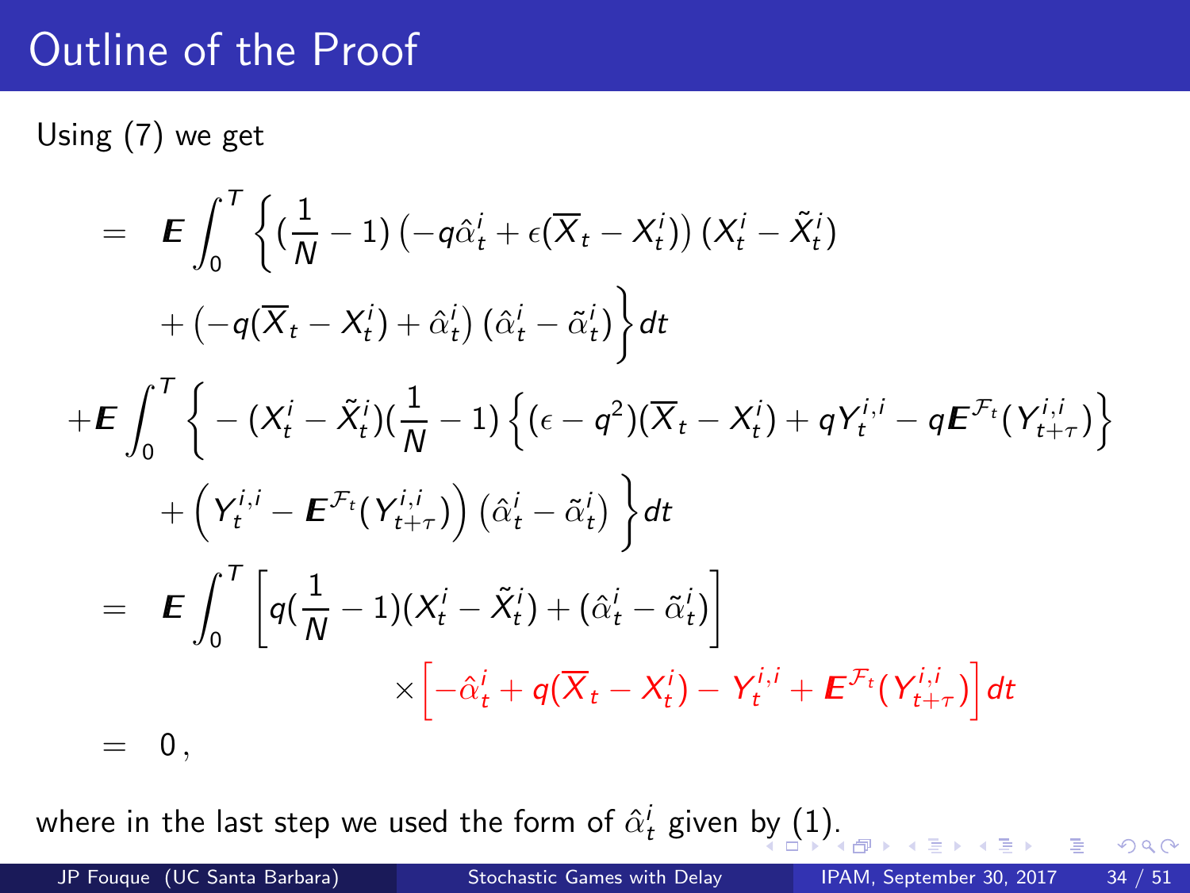# Outline of the Proof

Using (7) we get

$$
\begin{aligned}
&= \boldsymbol{E}\int_0^T \Big\{ (\frac{1}{N}-1)\left(-q\hat{\alpha}_t^i + \epsilon(\overline{X}_t - X_t^i)\right)(X_t^i - \tilde{X}_t^i) \\
&\qquad + \left(-q(\overline{X}_t - X_t^i) + \hat{\alpha}_t^i\right)(\hat{\alpha}_t^i - \tilde{\alpha}_t^i) \Big\} dt \\
&+ \boldsymbol{E}\int_0^T \Big\{ -(X_t^i - \tilde{X}_t^i)(\frac{1}{N}-1)\Big\{(\epsilon - q^2)(\overline{X}_t - X_t^i) + qY_t^{i,i} - q\boldsymbol{E}^{\mathcal{F}_t}(Y_{t+\tau}^{i,i})\Big\} \\
&\qquad + \Big(Y_t^{i,i} - \boldsymbol{E}^{\mathcal{F}_t}(Y_{t+\tau}^{i,i})\Big)(\hat{\alpha}_t^i - \tilde{\alpha}_t^i) \Big\} dt \\
&= \boldsymbol{E}\int_0^T \Big[ q(\frac{1}{N}-1)(X_t^i - \tilde{X}_t^i) + (\hat{\alpha}_t^i - \tilde{\alpha}_t^i) \Big] \\
&\qquad\qquad \times \Big[ -\hat{\alpha}_t^i + q(\overline{X}_t - X_t^i) - Y_t^{i,i} + \boldsymbol{E}^{\mathcal{F}_t}(Y_{t+\tau}^{i,i}) \Big] dt \\
&= 0\,,
\end{aligned}
$$

where in the last step we used the form of $\hat{\alpha}_t^i$ given by (1).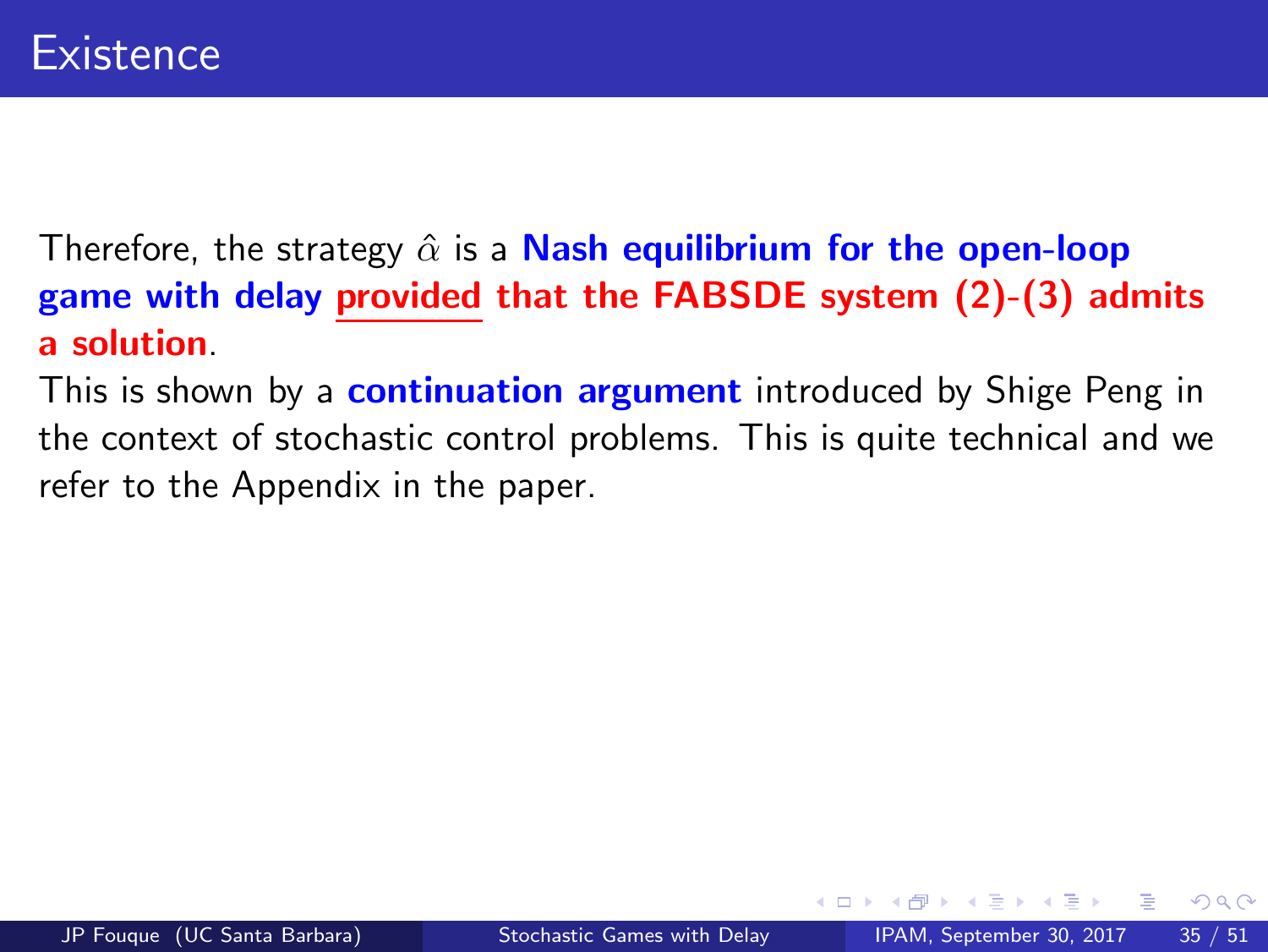# Existence

Therefore, the strategy $\hat{\alpha}$ is a **Nash equilibrium for the open-loop game with delay** **provided that the FABSDE system (2)-(3) admits a solution**.

This is shown by a **continuation argument** introduced by Shige Peng in the context of stochastic control problems. This is quite technical and we refer to the Appendix in the paper.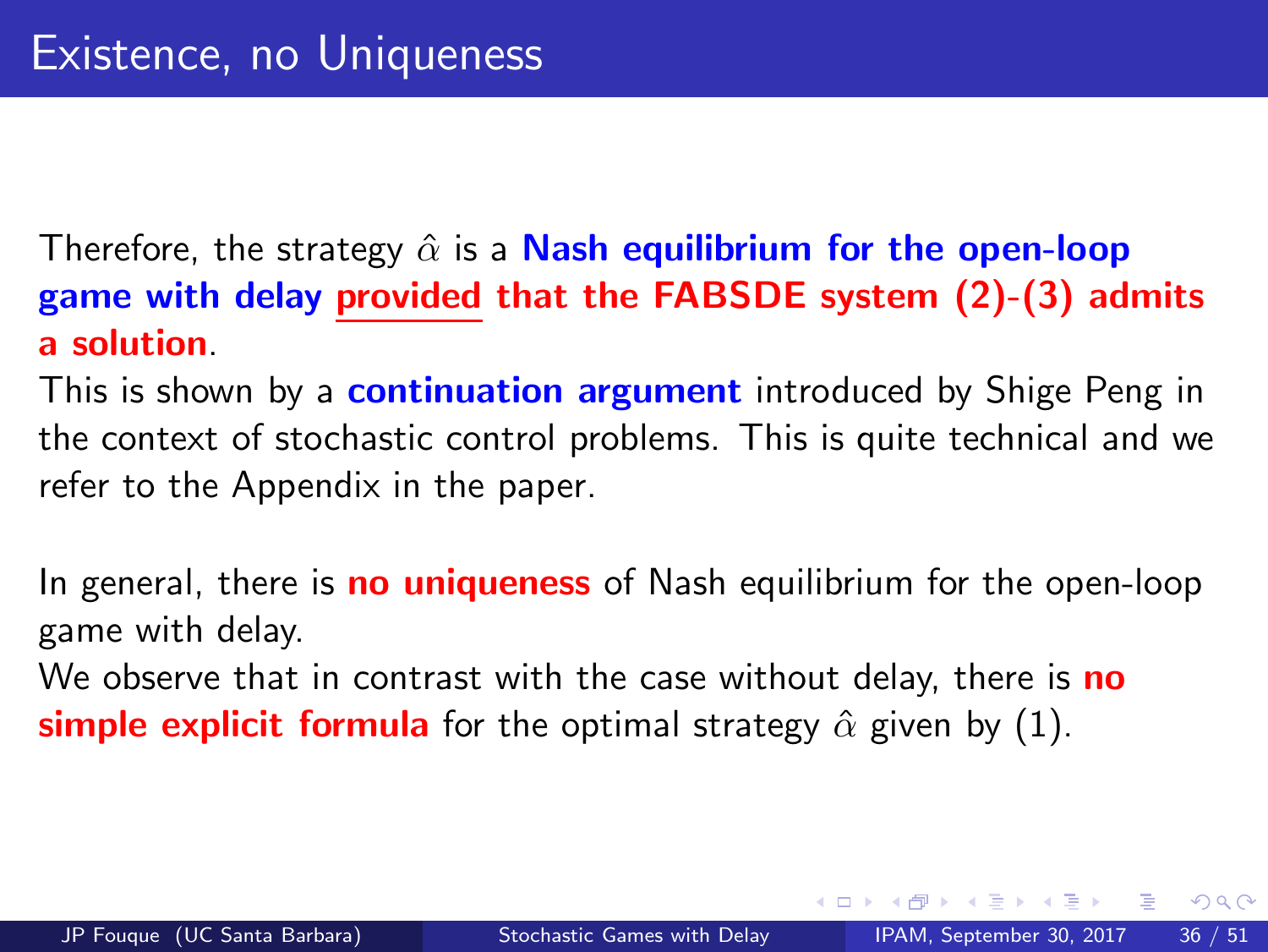# Existence, no Uniqueness

Therefore, the strategy $\hat{\alpha}$ is a **Nash equilibrium for the open-loop game with delay** **provided that the FABSDE system (2)-(3) admits a solution**.

This is shown by a **continuation argument** introduced by Shige Peng in the context of stochastic control problems. This is quite technical and we refer to the Appendix in the paper.

In general, there is **no uniqueness** of Nash equilibrium for the open-loop game with delay.

We observe that in contrast with the case without delay, there is **no simple explicit formula** for the optimal strategy $\hat{\alpha}$ given by (1).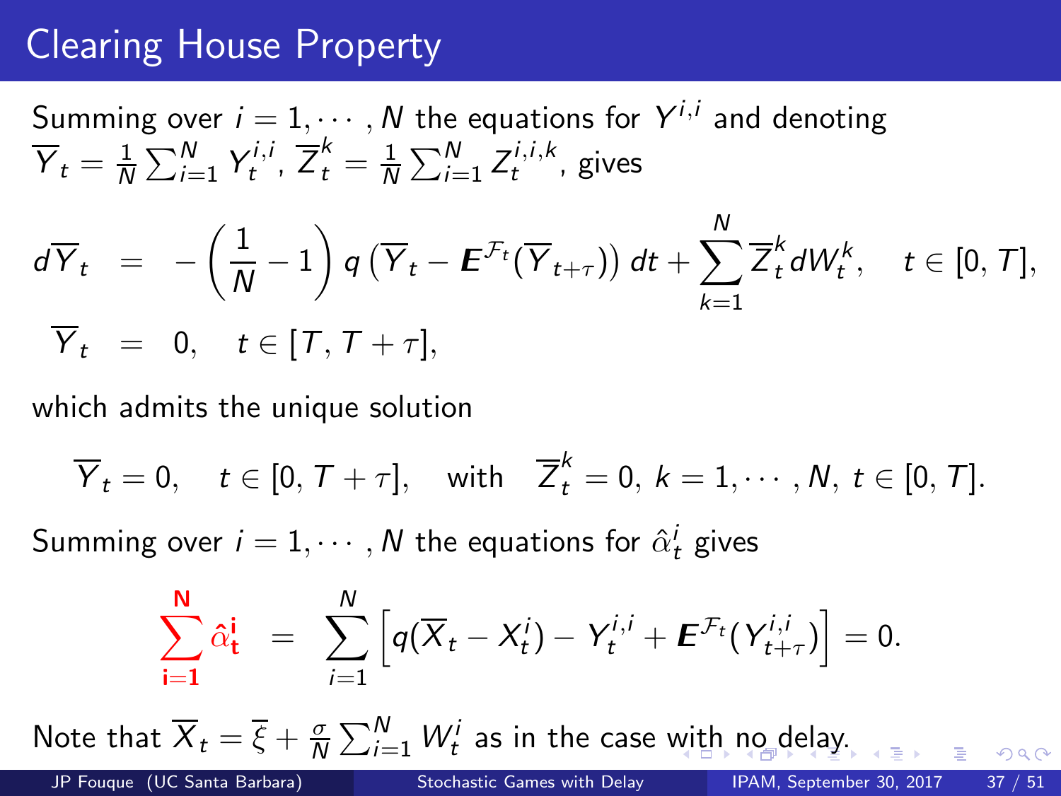# Clearing House Property

Summing over $i = 1, \cdots, N$ the equations for $Y^{i,i}$ and denoting $\overline{Y}_t = \frac{1}{N}\sum_{i=1}^N Y_t^{i,i}$, $\overline{Z}_t^k = \frac{1}{N}\sum_{i=1}^N Z_t^{i,i,k}$, gives

$$
\begin{aligned}
d\overline{Y}_t &= -\left(\frac{1}{N} - 1\right) q\left(\overline{Y}_t - \boldsymbol{E}^{\mathcal{F}_t}(\overline{Y}_{t+\tau})\right) dt + \sum_{k=1}^N \overline{Z}_t^k dW_t^k, \quad t \in [0, T], \\
\overline{Y}_t &= 0, \quad t \in [T, T+\tau],
\end{aligned}
$$

which admits the unique solution

$$
\overline{Y}_t = 0, \quad t \in [0, T+\tau], \quad \text{with} \quad \overline{Z}_t^k = 0,\ k = 1, \cdots, N,\ t \in [0, T].
$$

Summing over $i = 1, \cdots, N$ the equations for $\hat{\alpha}_t^i$ gives

$$
\sum_{\mathbf{i}=\mathbf{1}}^{\mathbf{N}} \hat{\alpha}_{\mathbf{t}}^{\mathbf{i}} = \sum_{i=1}^N \left[ q(\overline{X}_t - X_t^i) - Y_t^{i,i} + \boldsymbol{E}^{\mathcal{F}_t}(Y_{t+\tau}^{i,i}) \right] = 0.
$$

Note that $\overline{X}_t = \overline{\xi} + \frac{\sigma}{N}\sum_{i=1}^N W_t^i$ as in the case with no delay.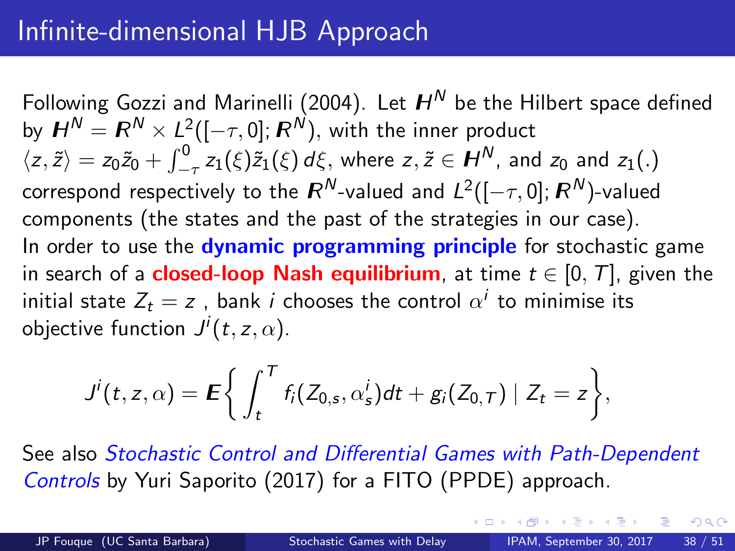# Infinite-dimensional HJB Approach

Following Gozzi and Marinelli (2004). Let $\boldsymbol{H}^N$ be the Hilbert space defined by $\boldsymbol{H}^N = \boldsymbol{R}^N \times L^2([-\tau, 0]; \boldsymbol{R}^N)$, with the inner product $\langle z, \tilde{z} \rangle = z_0 \tilde{z}_0 + \int_{-\tau}^{0} z_1(\xi) \tilde{z}_1(\xi)\, d\xi$, where $z, \tilde{z} \in \boldsymbol{H}^N$, and $z_0$ and $z_1(.)$ correspond respectively to the $\boldsymbol{R}^N$-valued and $L^2([-\tau, 0]; \boldsymbol{R}^N)$-valued components (the states and the past of the strategies in our case).

In order to use the **dynamic programming principle** for stochastic game in search of a **closed-loop Nash equilibrium**, at time $t \in [0, T]$, given the initial state $Z_t = z$ , bank $i$ chooses the control $\alpha^i$ to minimise its objective function $J^i(t, z, \alpha)$.

$$
J^i(t, z, \alpha) = \boldsymbol{E}\bigg\{ \int_t^T f_i(Z_{0,s}, \alpha_s^i) dt + g_i(Z_{0,T}) \mid Z_t = z \bigg\},
$$

See also *Stochastic Control and Differential Games with Path-Dependent Controls* by Yuri Saporito (2017) for a FITO (PPDE) approach.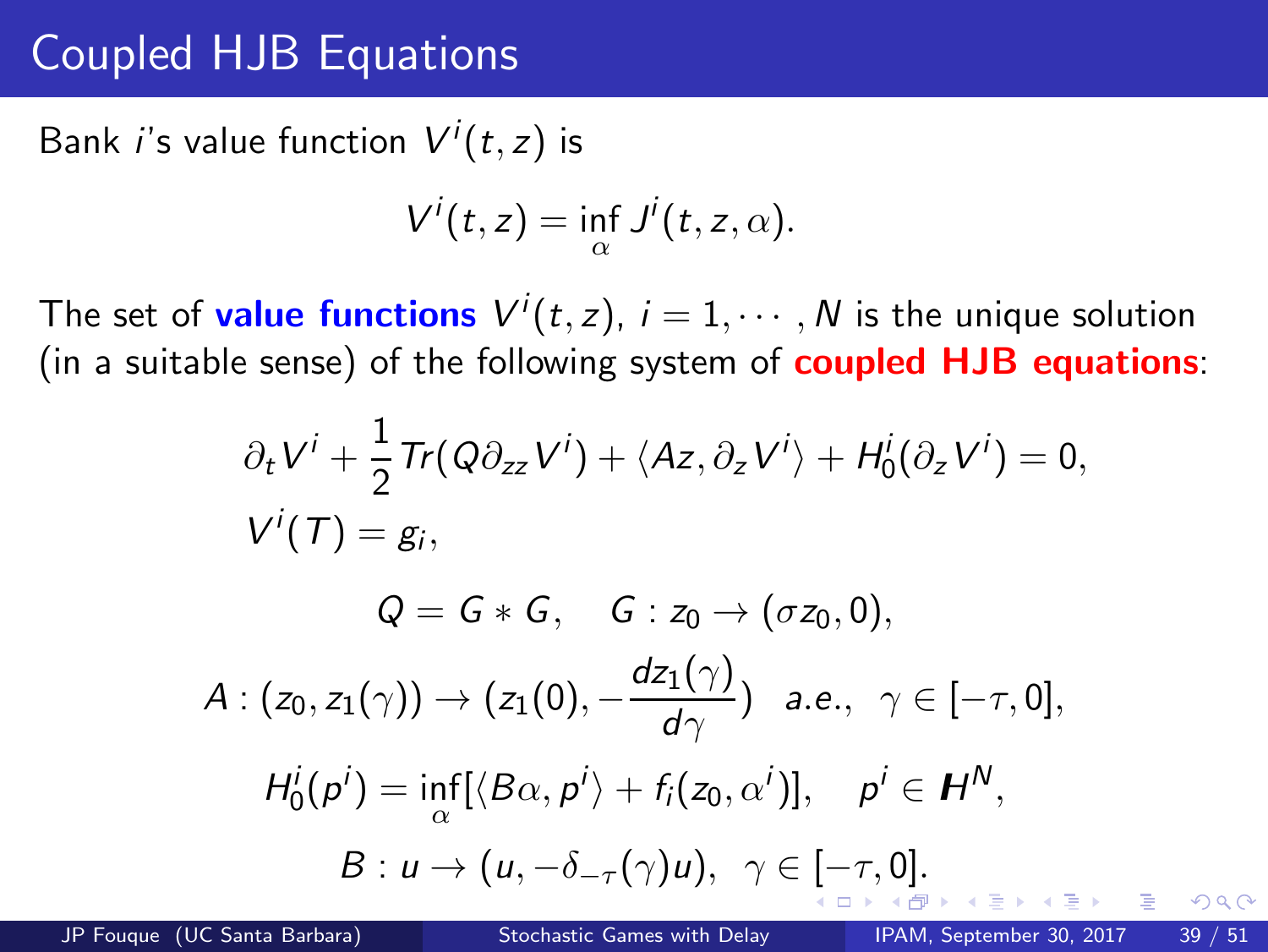# Coupled HJB Equations

Bank $i$'s value function $V^i(t,z)$ is

$$V^i(t,z) = \inf_{\alpha} J^i(t,z,\alpha).$$

The set of **value functions** $V^i(t,z)$, $i = 1, \cdots, N$ is the unique solution (in a suitable sense) of the following system of **coupled HJB equations**:

$$\partial_t V^i + \frac{1}{2} Tr(Q \partial_{zz} V^i) + \langle Az, \partial_z V^i \rangle + H_0^i(\partial_z V^i) = 0,$$

$$V^i(T) = g_i,$$

$$Q = G * G, \quad G : z_0 \to (\sigma z_0, 0),$$

$$A : (z_0, z_1(\gamma)) \to (z_1(0), -\frac{dz_1(\gamma)}{d\gamma}) \quad a.e., \;\; \gamma \in [-\tau, 0],$$

$$H_0^i(p^i) = \inf_{\alpha} [\langle B\alpha, p^i \rangle + f_i(z_0, \alpha^i)], \quad p^i \in \boldsymbol{H}^N,$$

$$B : u \to (u, -\delta_{-\tau}(\gamma) u), \;\; \gamma \in [-\tau, 0].$$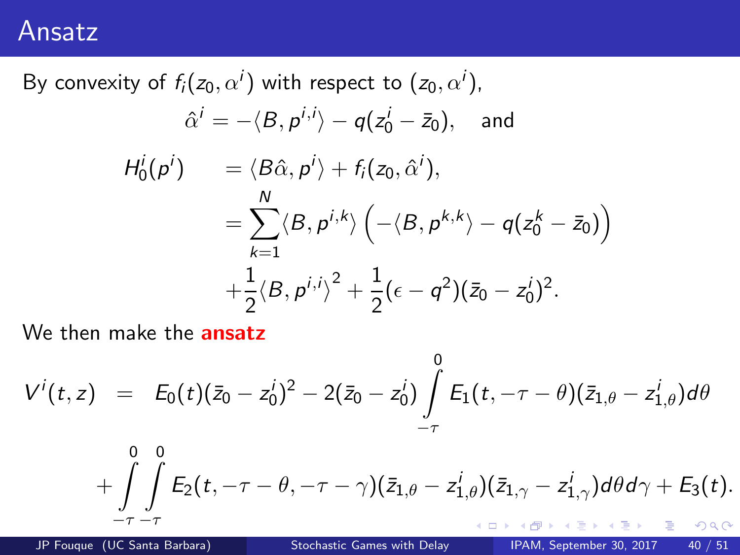# Ansatz

By convexity of $f_i(z_0, \alpha^i)$ with respect to $(z_0, \alpha^i)$,

$$\hat{\alpha}^i = -\langle B, p^{i,i}\rangle - q(z_0^i - \bar{z}_0), \quad \text{and}$$

$$\begin{aligned}
H_0^i(p^i) \quad &= \langle B\hat{\alpha}, p^i\rangle + f_i(z_0, \hat{\alpha}^i), \\
&= \sum_{k=1}^{N} \langle B, p^{i,k}\rangle \left(-\langle B, p^{k,k}\rangle - q(z_0^k - \bar{z}_0)\right) \\
&\quad + \frac{1}{2}\langle B, p^{i,i}\rangle^2 + \frac{1}{2}(\epsilon - q^2)(\bar{z}_0 - z_0^i)^2.
\end{aligned}$$

We then make the **ansatz**

$$\begin{aligned}
V^i(t,z) \quad = \quad & E_0(t)(\bar{z}_0 - z_0^i)^2 - 2(\bar{z}_0 - z_0^i)\int_{-\tau}^{0} E_1(t, -\tau - \theta)(\bar{z}_{1,\theta} - z_{1,\theta}^i)d\theta \\
& + \int_{-\tau}^{0}\int_{-\tau}^{0} E_2(t, -\tau - \theta, -\tau - \gamma)(\bar{z}_{1,\theta} - z_{1,\theta}^i)(\bar{z}_{1,\gamma} - z_{1,\gamma}^i)d\theta d\gamma + E_3(t).
\end{aligned}$$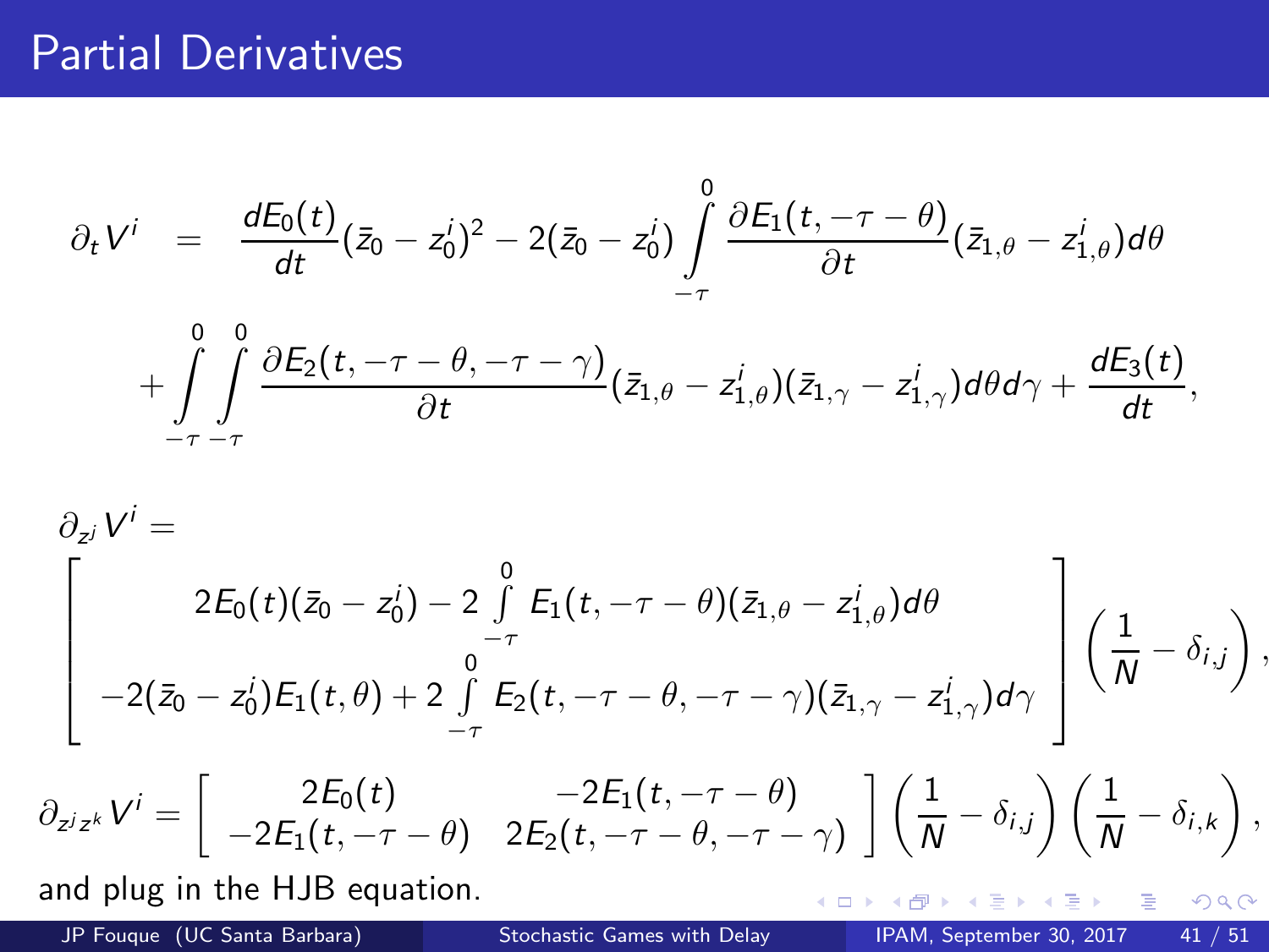# Partial Derivatives

$$
\begin{aligned}
\partial_t V^i &= \frac{dE_0(t)}{dt}(\bar{z}_0 - z_0^i)^2 - 2(\bar{z}_0 - z_0^i)\int_{-\tau}^{0} \frac{\partial E_1(t, -\tau-\theta)}{\partial t}(\bar{z}_{1,\theta} - z_{1,\theta}^i)d\theta \\
&+ \int_{-\tau}^{0}\int_{-\tau}^{0} \frac{\partial E_2(t, -\tau-\theta, -\tau-\gamma)}{\partial t}(\bar{z}_{1,\theta} - z_{1,\theta}^i)(\bar{z}_{1,\gamma} - z_{1,\gamma}^i)d\theta d\gamma + \frac{dE_3(t)}{dt},
\end{aligned}
$$

$$
\partial_{z^j} V^i =
$$

$$
\left[\begin{array}{c}
2E_0(t)(\bar{z}_0 - z_0^i) - 2\int_{-\tau}^{0} E_1(t, -\tau-\theta)(\bar{z}_{1,\theta} - z_{1,\theta}^i)d\theta \\
-2(\bar{z}_0 - z_0^i)E_1(t,\theta) + 2\int_{-\tau}^{0} E_2(t, -\tau-\theta, -\tau-\gamma)(\bar{z}_{1,\gamma} - z_{1,\gamma}^i)d\gamma
\end{array}\right]\left(\frac{1}{N} - \delta_{i,j}\right),
$$

$$
\partial_{z^j z^k} V^i = \left[\begin{array}{cc}
2E_0(t) & -2E_1(t, -\tau-\theta) \\
-2E_1(t, -\tau-\theta) & 2E_2(t, -\tau-\theta, -\tau-\gamma)
\end{array}\right]\left(\frac{1}{N} - \delta_{i,j}\right)\left(\frac{1}{N} - \delta_{i,k}\right),
$$

and plug in the HJB equation.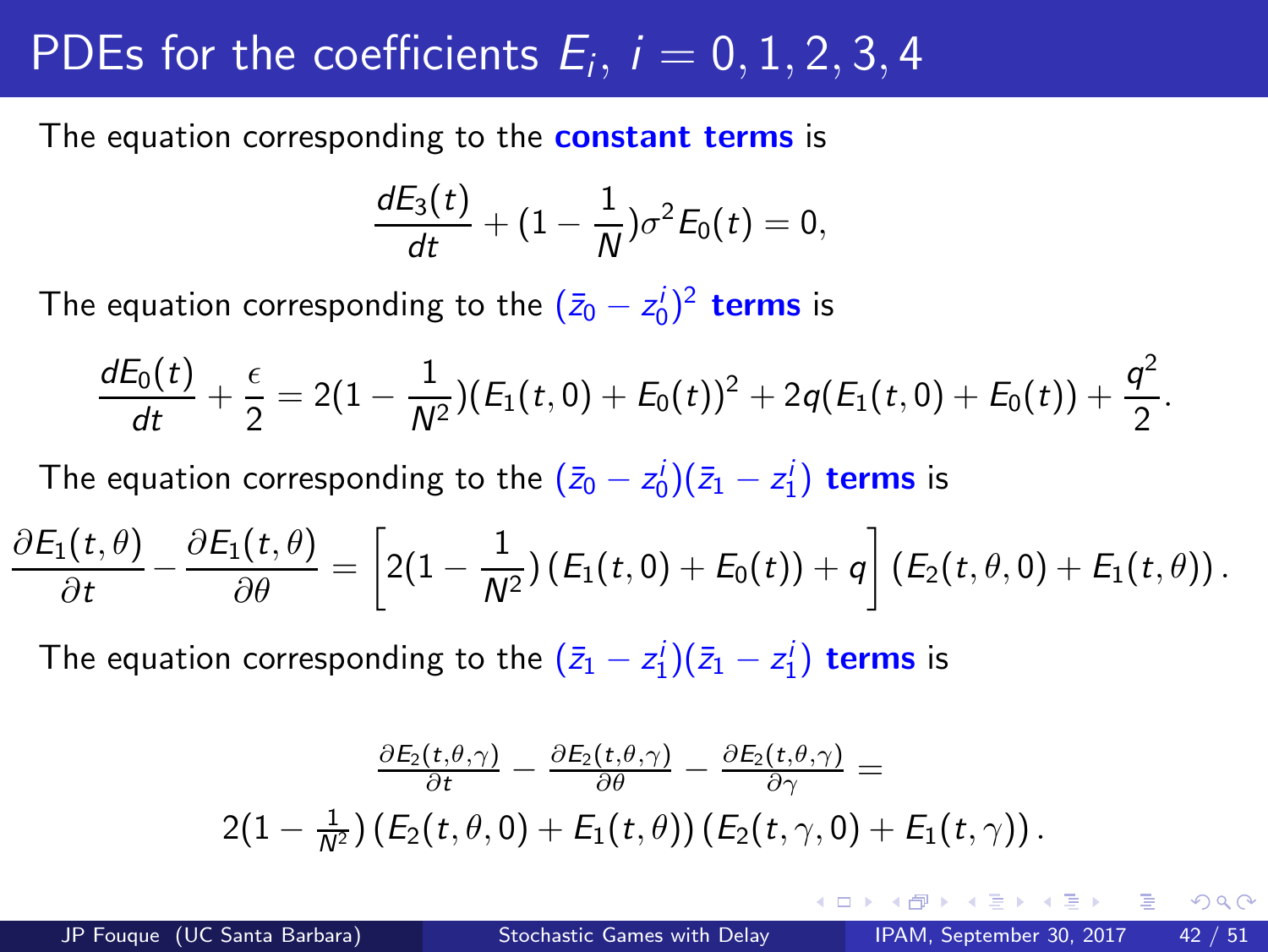# PDEs for the coefficients $E_i$, $i = 0, 1, 2, 3, 4$

The equation corresponding to the **constant terms** is

$$\frac{dE_3(t)}{dt} + (1 - \frac{1}{N})\sigma^2 E_0(t) = 0,$$

The equation corresponding to the $(\bar{z}_0 - z_0^i)^2$ **terms** is

$$\frac{dE_0(t)}{dt} + \frac{\epsilon}{2} = 2(1 - \frac{1}{N^2})(E_1(t,0) + E_0(t))^2 + 2q(E_1(t,0) + E_0(t)) + \frac{q^2}{2}.$$

The equation corresponding to the $(\bar{z}_0 - z_0^i)(\bar{z}_1 - z_1^i)$ **terms** is

$$\frac{\partial E_1(t,\theta)}{\partial t} - \frac{\partial E_1(t,\theta)}{\partial \theta} = \left[2(1 - \frac{1}{N^2})\left(E_1(t,0) + E_0(t)\right) + q\right]\left(E_2(t,\theta,0) + E_1(t,\theta)\right).$$

The equation corresponding to the $(\bar{z}_1 - z_1^i)(\bar{z}_1 - z_1^i)$ **terms** is

$$\frac{\partial E_2(t,\theta,\gamma)}{\partial t} - \frac{\partial E_2(t,\theta,\gamma)}{\partial \theta} - \frac{\partial E_2(t,\theta,\gamma)}{\partial \gamma} =$$
$$2(1 - \tfrac{1}{N^2})\left(E_2(t,\theta,0) + E_1(t,\theta)\right)\left(E_2(t,\gamma,0) + E_1(t,\gamma)\right).$$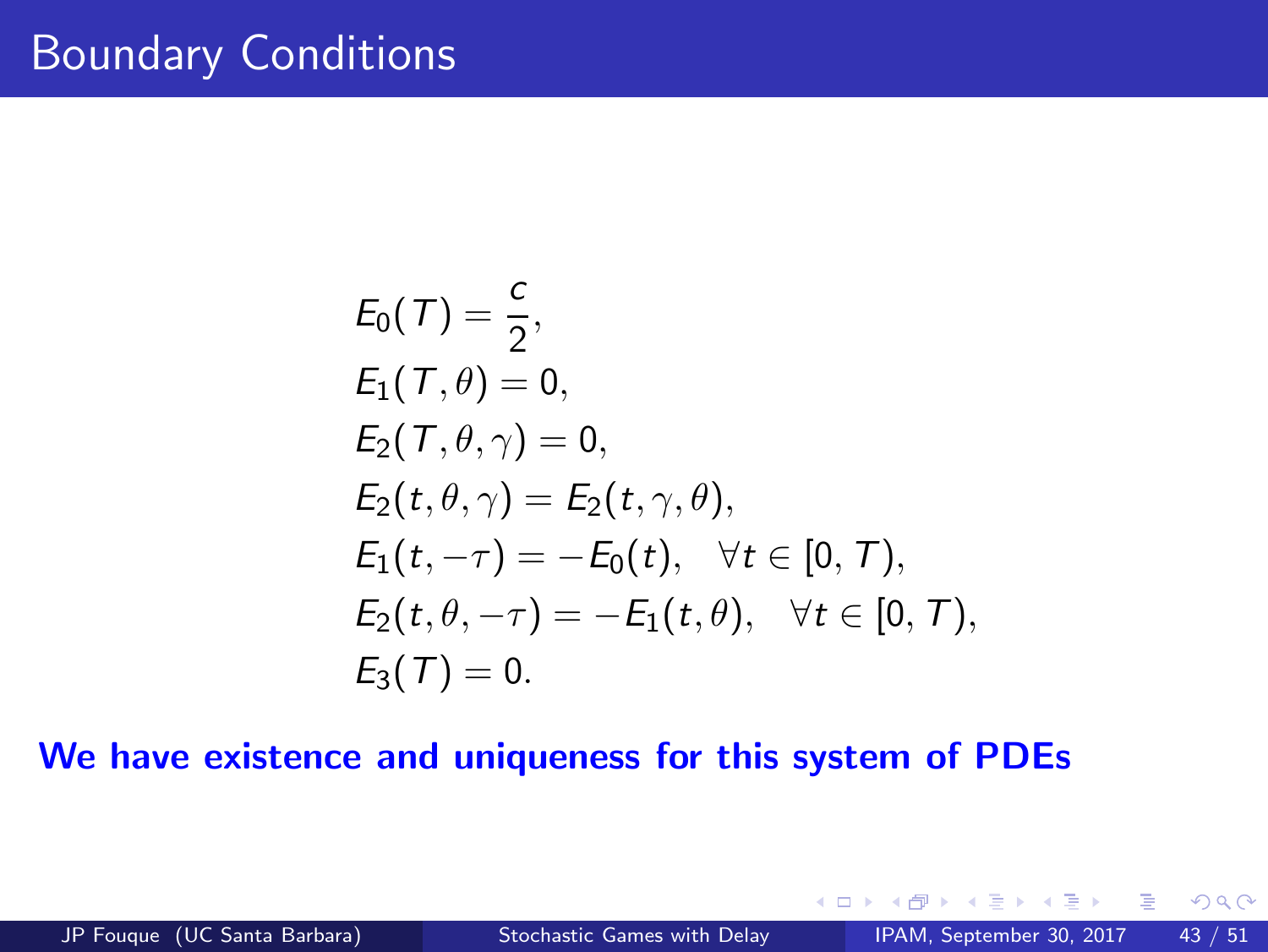# Boundary Conditions

$$
\begin{aligned}
&E_0(T) = \frac{c}{2}, \\
&E_1(T, \theta) = 0, \\
&E_2(T, \theta, \gamma) = 0, \\
&E_2(t, \theta, \gamma) = E_2(t, \gamma, \theta), \\
&E_1(t, -\tau) = -E_0(t), \quad \forall t \in [0, T), \\
&E_2(t, \theta, -\tau) = -E_1(t, \theta), \quad \forall t \in [0, T), \\
&E_3(T) = 0.
\end{aligned}
$$

**We have existence and uniqueness for this system of PDEs**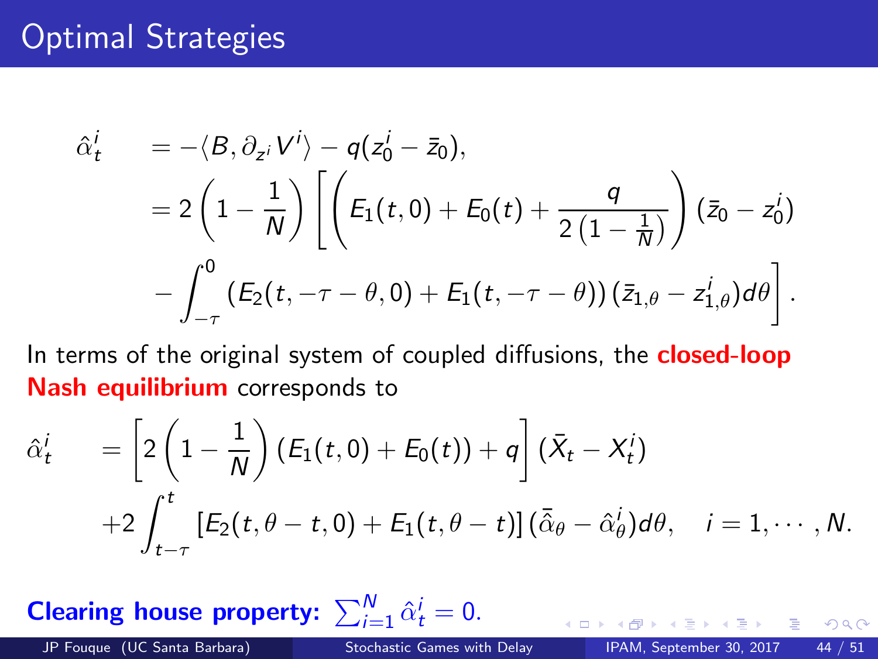# Optimal Strategies

$$
\begin{aligned}
\hat{\alpha}_t^i \quad &= -\langle B, \partial_{z^i} V^i \rangle - q(z_0^i - \bar{z}_0), \\
&= 2\left(1 - \frac{1}{N}\right)\left[\left(E_1(t,0) + E_0(t) + \frac{q}{2\left(1 - \frac{1}{N}\right)}\right)(\bar{z}_0 - z_0^i)\right. \\
&\quad \left. - \int_{-\tau}^{0} \left(E_2(t, -\tau - \theta, 0) + E_1(t, -\tau - \theta)\right)(\bar{z}_{1,\theta} - z_{1,\theta}^i) d\theta \right].
\end{aligned}
$$

In terms of the original system of coupled diffusions, the **closed-loop Nash equilibrium** corresponds to

$$
\begin{aligned}
\hat{\alpha}_t^i \quad &= \left[2\left(1 - \frac{1}{N}\right)\left(E_1(t,0) + E_0(t)\right) + q\right](\bar{X}_t - X_t^i) \\
&\quad + 2\int_{t-\tau}^{t} \left[E_2(t, \theta - t, 0) + E_1(t, \theta - t)\right](\bar{\hat{\alpha}}_\theta - \hat{\alpha}_\theta^i) d\theta, \quad i = 1, \cdots, N.
\end{aligned}
$$

**Clearing house property:** $\sum_{i=1}^{N} \hat{\alpha}_t^i = 0.$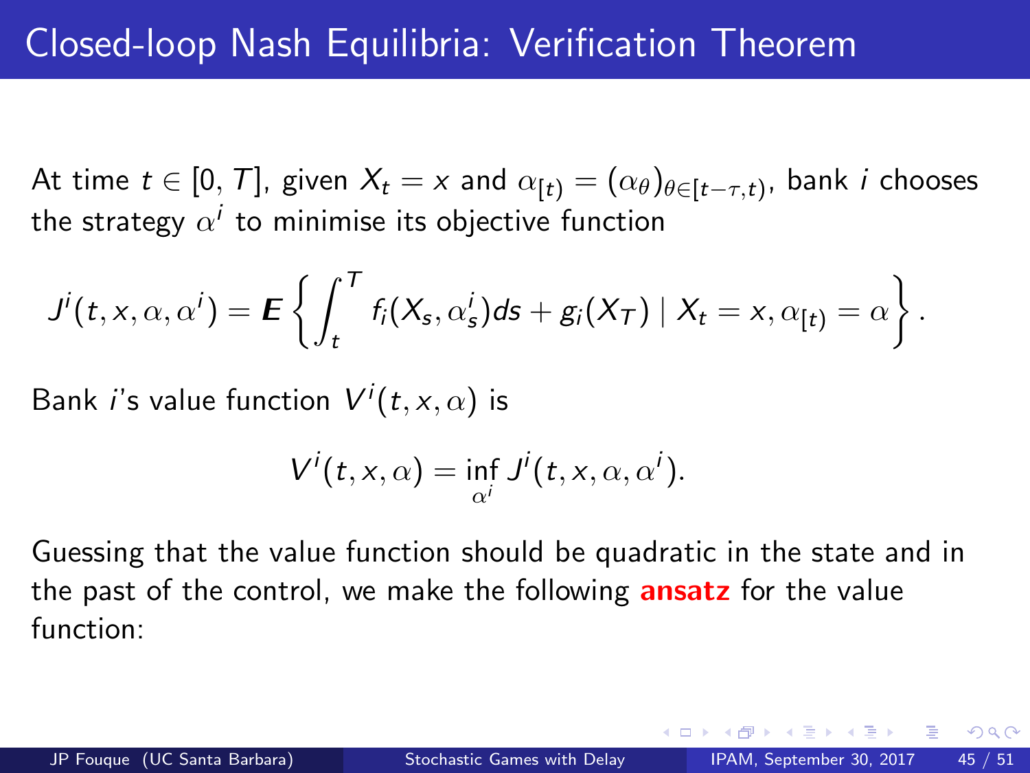# Closed-loop Nash Equilibria: Verification Theorem

At time $t \in [0, T]$, given $X_t = x$ and $\alpha_{[t)} = (\alpha_\theta)_{\theta \in [t-\tau, t)}$, bank $i$ chooses the strategy $\alpha^i$ to minimise its objective function

$$J^i(t, x, \alpha, \alpha^i) = \boldsymbol{E}\left\{ \int_t^T f_i(X_s, \alpha_s^i) ds + g_i(X_T) \mid X_t = x, \alpha_{[t)} = \alpha \right\}.$$

Bank $i$'s value function $V^i(t, x, \alpha)$ is

$$V^i(t, x, \alpha) = \inf_{\alpha^i} J^i(t, x, \alpha, \alpha^i).$$

Guessing that the value function should be quadratic in the state and in the past of the control, we make the following **ansatz** for the value function: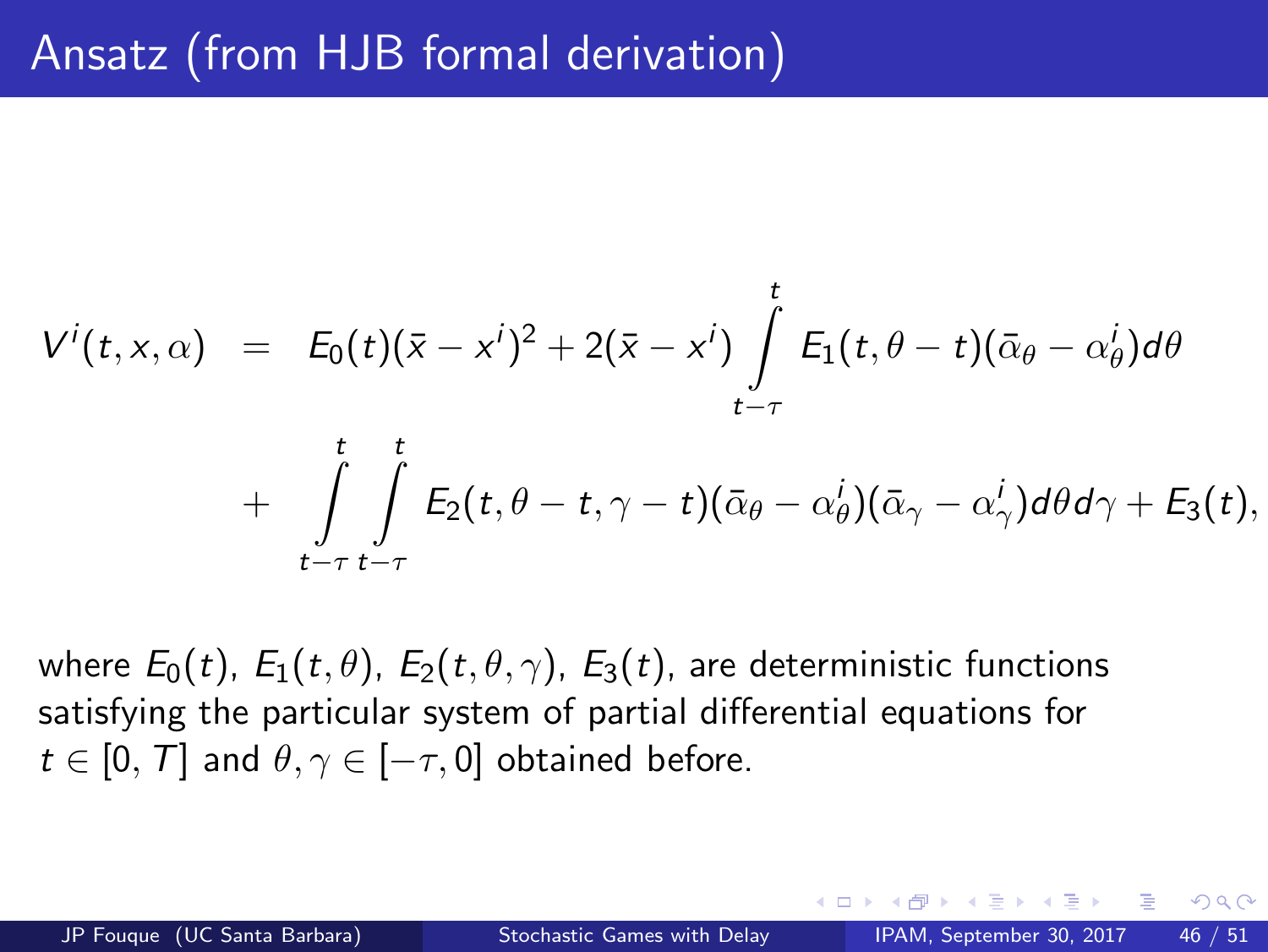# Ansatz (from HJB formal derivation)

$$
\begin{aligned}
V^i(t,x,\alpha) &= E_0(t)(\bar{x}-x^i)^2 + 2(\bar{x}-x^i)\int_{t-\tau}^{t} E_1(t,\theta-t)(\bar{\alpha}_\theta-\alpha^i_\theta)d\theta \\
&+ \int_{t-\tau}^{t}\int_{t-\tau}^{t} E_2(t,\theta-t,\gamma-t)(\bar{\alpha}_\theta-\alpha^i_\theta)(\bar{\alpha}_\gamma-\alpha^i_\gamma)d\theta d\gamma + E_3(t),
\end{aligned}
$$

where $E_0(t)$, $E_1(t,\theta)$, $E_2(t,\theta,\gamma)$, $E_3(t)$, are deterministic functions satisfying the particular system of partial differential equations for $t \in [0,T]$ and $\theta,\gamma \in [-\tau,0]$ obtained before.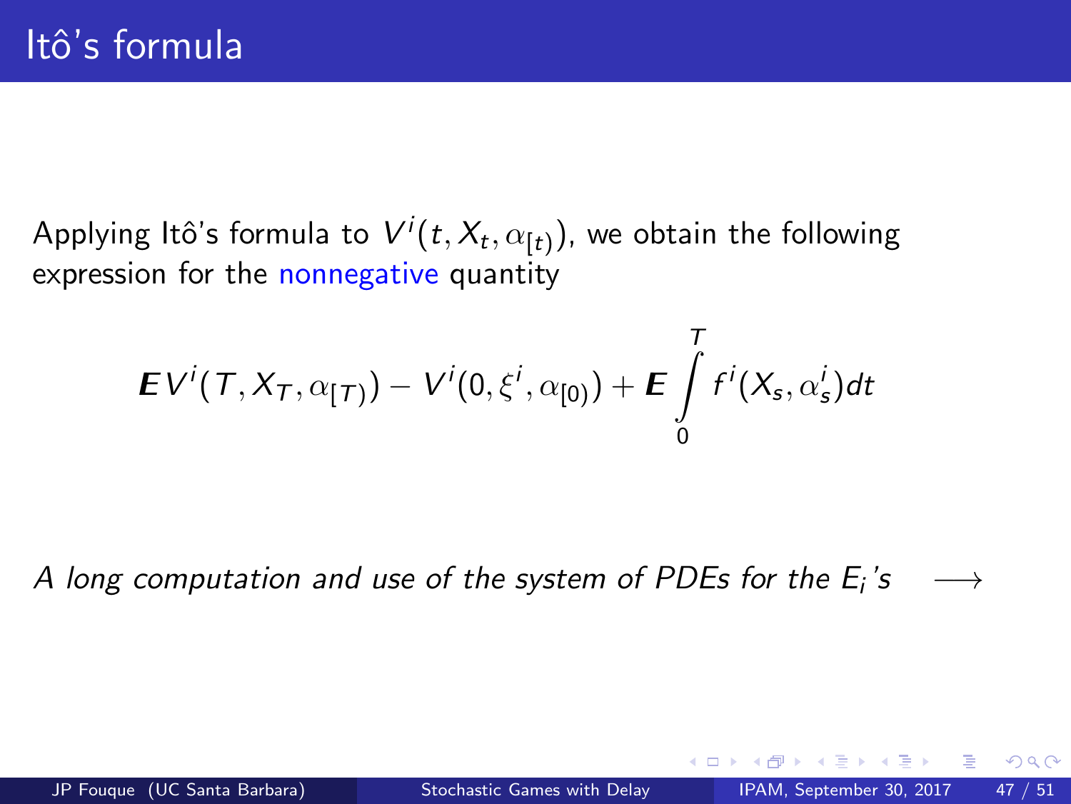# Itô's formula

Applying Itô's formula to $V^i(t, X_t, \alpha_{[t)})$, we obtain the following expression for the nonnegative quantity

$$\boldsymbol{E} V^i(T, X_T, \alpha_{[T)}) - V^i(0, \xi^i, \alpha_{[0)}) + \boldsymbol{E} \int_0^T f^i(X_s, \alpha^i_s) dt$$

*A long computation and use of the system of PDEs for the $E_i$'s* $\longrightarrow$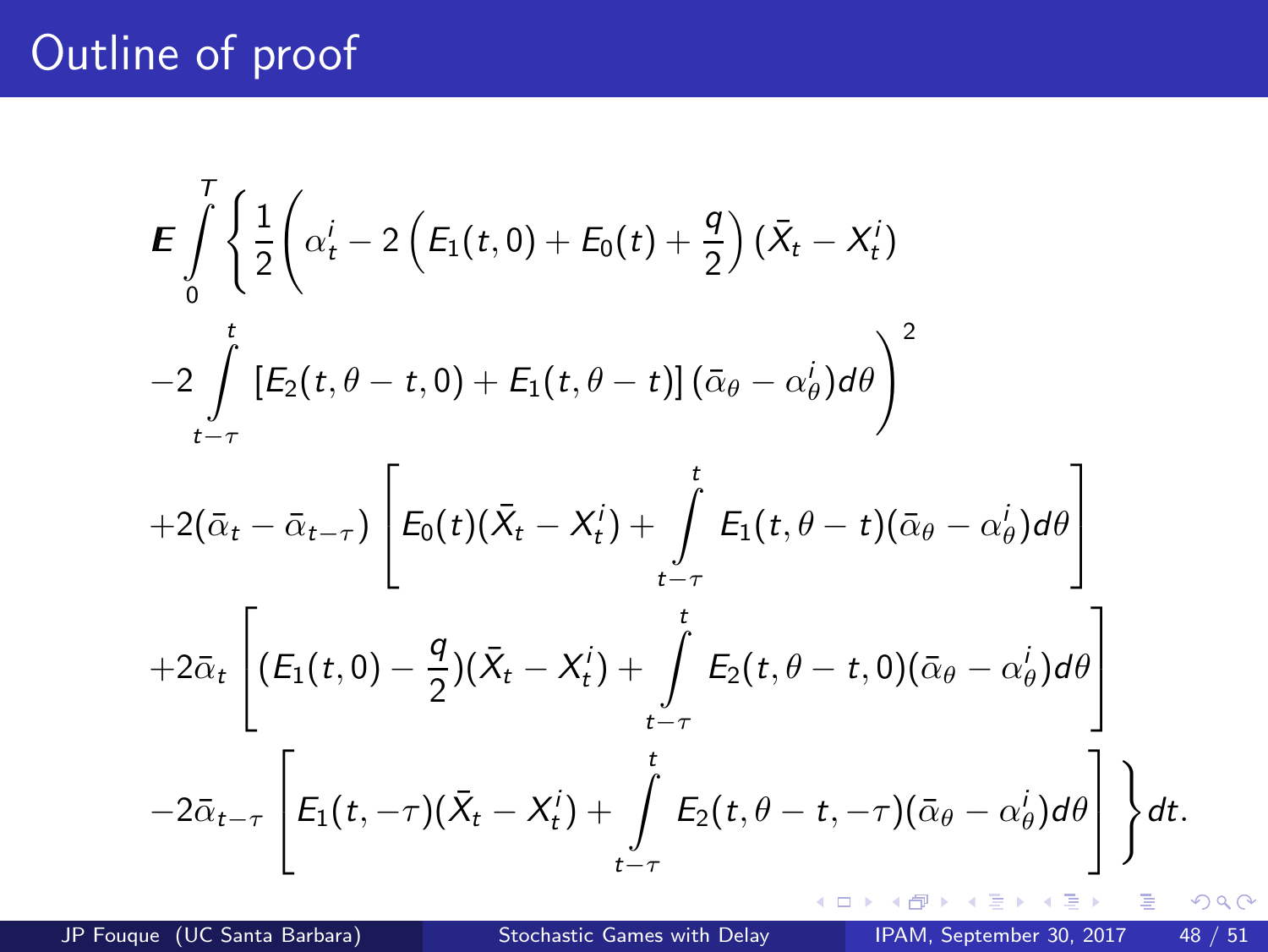# Outline of proof

$$
\begin{aligned}
&\mathbb{E}\int_0^T \Bigg\{ \frac{1}{2}\Bigg( \alpha_t^i - 2\left(E_1(t,0) + E_0(t) + \frac{q}{2}\right)(\bar{X}_t - X_t^i) \\
&-2\int_{t-\tau}^{t} \left[E_2(t,\theta-t,0) + E_1(t,\theta-t)\right](\bar{\alpha}_\theta - \alpha_\theta^i)d\theta \Bigg)^2 \\
&+2(\bar{\alpha}_t - \bar{\alpha}_{t-\tau})\left[E_0(t)(\bar{X}_t - X_t^i) + \int_{t-\tau}^{t} E_1(t,\theta-t)(\bar{\alpha}_\theta - \alpha_\theta^i)d\theta\right] \\
&+2\bar{\alpha}_t\left[(E_1(t,0) - \frac{q}{2})(\bar{X}_t - X_t^i) + \int_{t-\tau}^{t} E_2(t,\theta-t,0)(\bar{\alpha}_\theta - \alpha_\theta^i)d\theta\right] \\
&-2\bar{\alpha}_{t-\tau}\left[E_1(t,-\tau)(\bar{X}_t - X_t^i) + \int_{t-\tau}^{t} E_2(t,\theta-t,-\tau)(\bar{\alpha}_\theta - \alpha_\theta^i)d\theta\right]\Bigg\}dt.
\end{aligned}
$$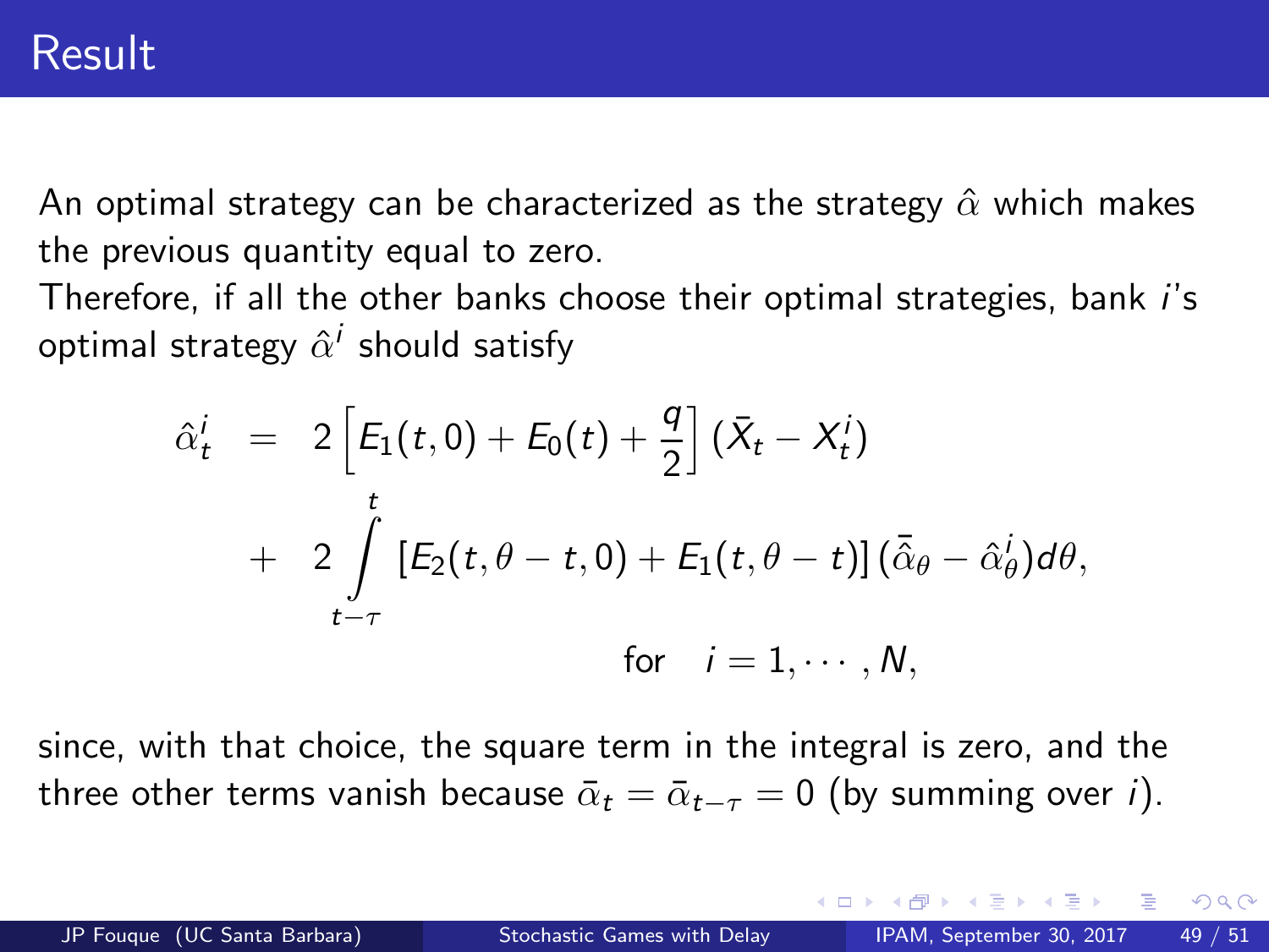# Result

An optimal strategy can be characterized as the strategy $\hat{\alpha}$ which makes the previous quantity equal to zero.

Therefore, if all the other banks choose their optimal strategies, bank $i$'s optimal strategy $\hat{\alpha}^i$ should satisfy

$$
\begin{aligned}
\hat{\alpha}^i_t &= 2\left[E_1(t,0) + E_0(t) + \frac{q}{2}\right](\bar{X}_t - X^i_t) \\
&+ 2\int_{t-\tau}^{t} \left[E_2(t,\theta - t, 0) + E_1(t, \theta - t)\right](\bar{\hat{\alpha}}_\theta - \hat{\alpha}^i_\theta)d\theta, \\
&\qquad\qquad\qquad \text{for} \quad i = 1, \cdots, N,
\end{aligned}
$$

since, with that choice, the square term in the integral is zero, and the three other terms vanish because $\bar{\alpha}_t = \bar{\alpha}_{t-\tau} = 0$ (by summing over $i$).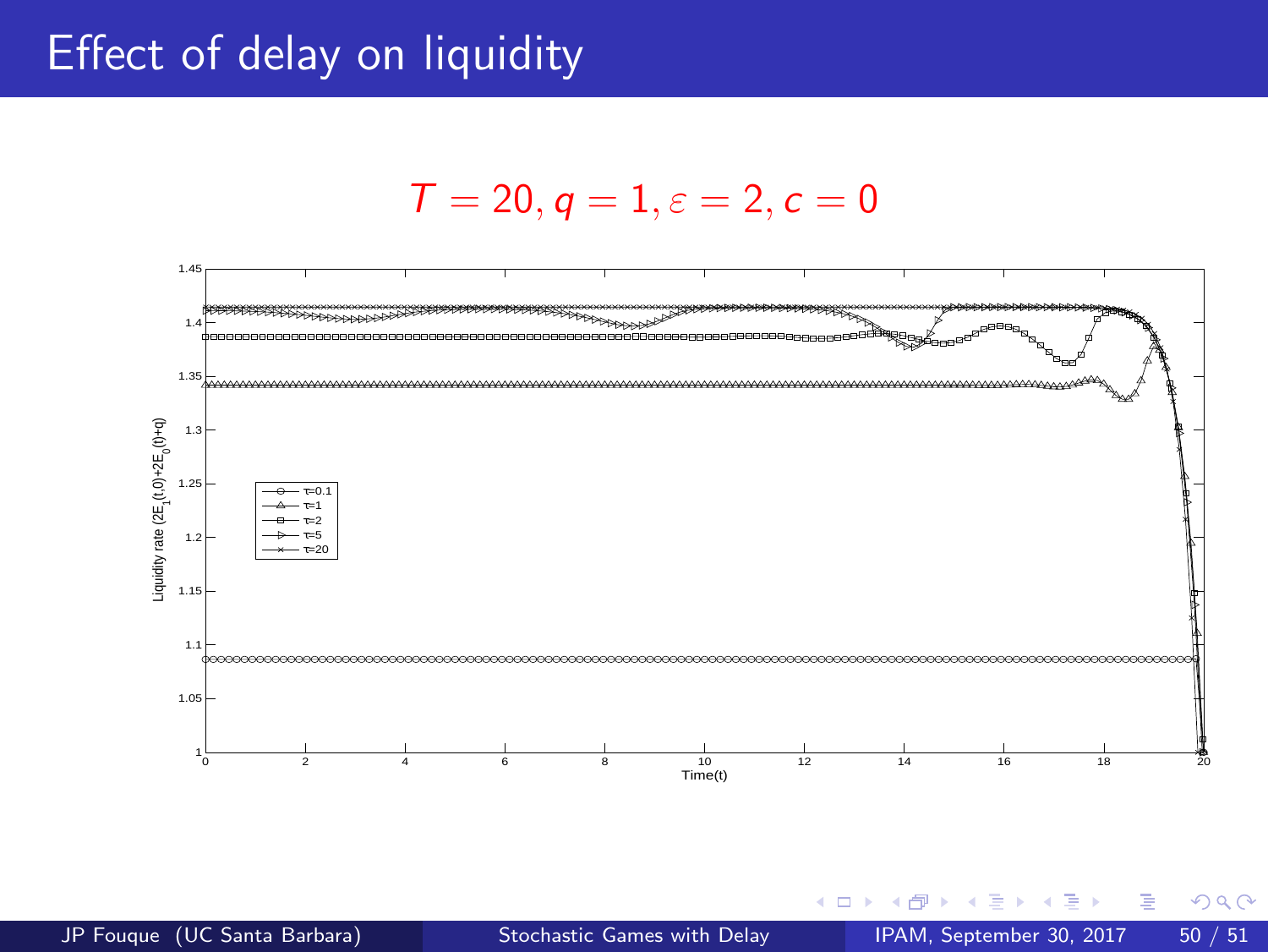# Effect of delay on liquidity

$$T = 20, q = 1, \varepsilon = 2, c = 0$$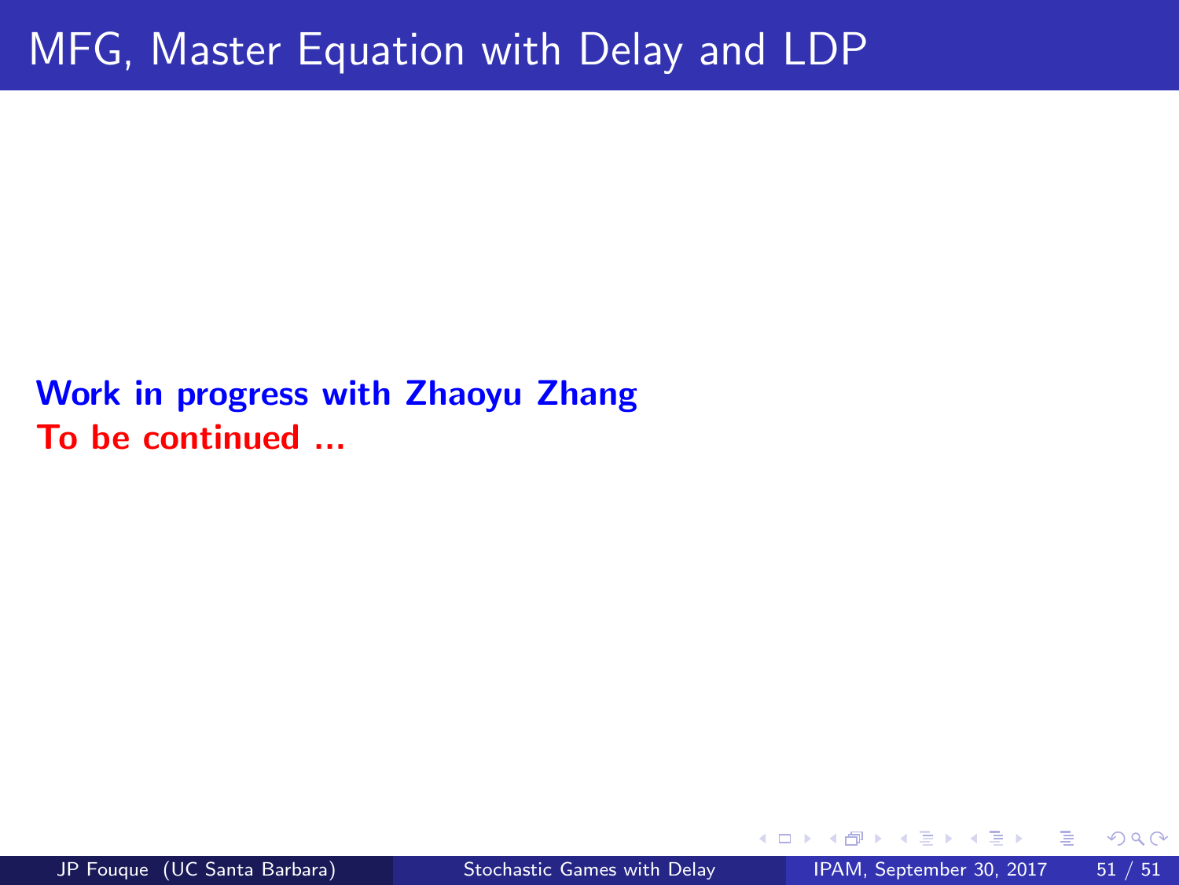# MFG, Master Equation with Delay and LDP

**Work in progress with Zhaoyu Zhang**

**To be continued ...**